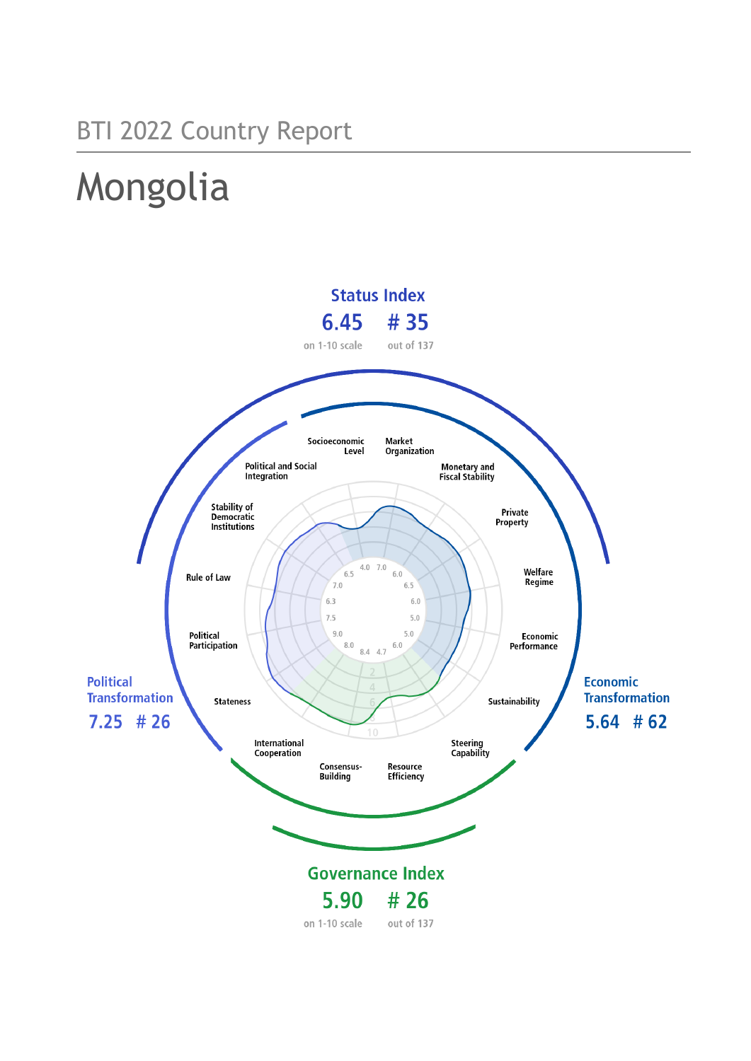BTI 2022 Country Report

# Mongolia

**Status Index**

6.45 # 35

on 1-10 scale out of 137

**Political Transformation**

7.25 # 26

**Economic Transformation**

5.64 # 62

**Governance Index**

5.90 # 26

on 1-10 scale out of 137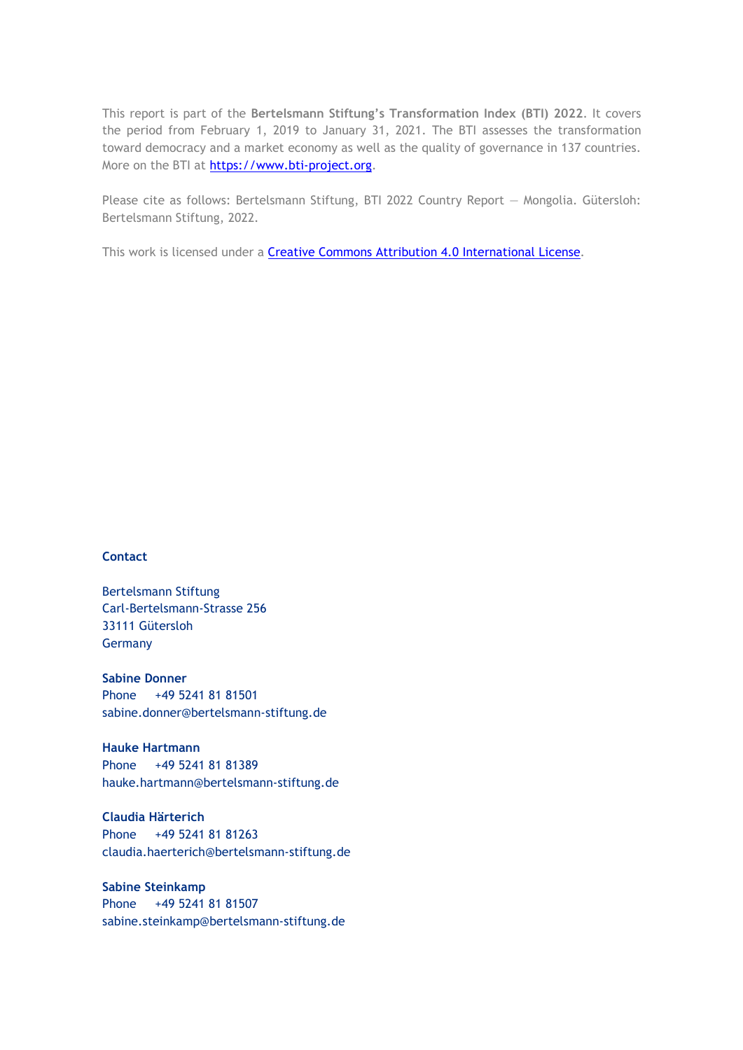This report is part of the **Bertelsmann Stiftung's Transformation Index (BTI) 2022**. It covers the period from February 1, 2019 to January 31, 2021. The BTI assesses the transformation toward democracy and a market economy as well as the quality of governance in 137 countries. More on the BTI at [https://www.bti-project.org](https://www.bti-project.org).

Please cite as follows: Bertelsmann Stiftung, BTI 2022 Country Report — Mongolia. Gütersloh: Bertelsmann Stiftung, 2022.

This work is licensed under a [Creative Commons Attribution 4.0 International License](https://creativecommons.org/licenses/by/4.0/).

**Contact**

Bertelsmann Stiftung
Carl-Bertelsmann-Strasse 256
33111 Gütersloh
Germany

**Sabine Donner**
Phone +49 5241 81 81501
sabine.donner@bertelsmann-stiftung.de

**Hauke Hartmann**
Phone +49 5241 81 81389
hauke.hartmann@bertelsmann-stiftung.de

**Claudia Härterich**
Phone +49 5241 81 81263
claudia.haerterich@bertelsmann-stiftung.de

**Sabine Steinkamp**
Phone +49 5241 81 81507
sabine.steinkamp@bertelsmann-stiftung.de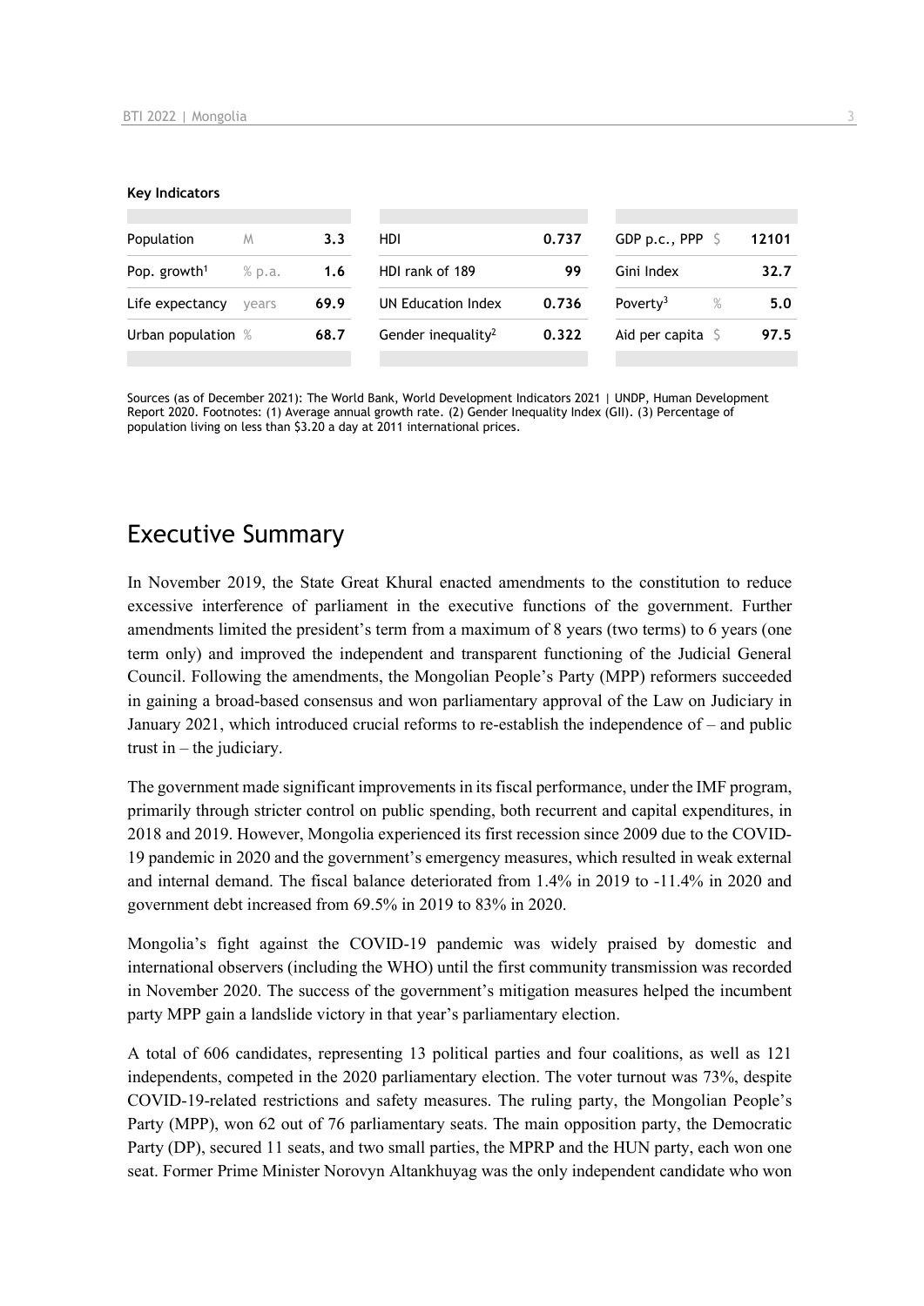**Key Indicators**

| Population | M | 3.3 | HDI | 0.737 | GDP p.c., PPP | $ | 12101 |
|---|---|---|---|---|---|---|---|
| Pop. growth[1] | % p.a. | 1.6 | HDI rank of 189 | 99 | Gini Index | | 32.7 |
| Life expectancy | years | 69.9 | UN Education Index | 0.736 | Poverty[3] | % | 5.0 |
| Urban population | % | 68.7 | Gender inequality[2] | 0.322 | Aid per capita | $ | 97.5 |

Sources (as of December 2021): The World Bank, World Development Indicators 2021 | UNDP, Human Development Report 2020. Footnotes: (1) Average annual growth rate. (2) Gender Inequality Index (GII). (3) Percentage of population living on less than $3.20 a day at 2011 international prices.

## Executive Summary

In November 2019, the State Great Khural enacted amendments to the constitution to reduce excessive interference of parliament in the executive functions of the government. Further amendments limited the president's term from a maximum of 8 years (two terms) to 6 years (one term only) and improved the independent and transparent functioning of the Judicial General Council. Following the amendments, the Mongolian People's Party (MPP) reformers succeeded in gaining a broad-based consensus and won parliamentary approval of the Law on Judiciary in January 2021, which introduced crucial reforms to re-establish the independence of – and public trust in – the judiciary.

The government made significant improvements in its fiscal performance, under the IMF program, primarily through stricter control on public spending, both recurrent and capital expenditures, in 2018 and 2019. However, Mongolia experienced its first recession since 2009 due to the COVID-19 pandemic in 2020 and the government's emergency measures, which resulted in weak external and internal demand. The fiscal balance deteriorated from 1.4% in 2019 to -11.4% in 2020 and government debt increased from 69.5% in 2019 to 83% in 2020.

Mongolia's fight against the COVID-19 pandemic was widely praised by domestic and international observers (including the WHO) until the first community transmission was recorded in November 2020. The success of the government's mitigation measures helped the incumbent party MPP gain a landslide victory in that year's parliamentary election.

A total of 606 candidates, representing 13 political parties and four coalitions, as well as 121 independents, competed in the 2020 parliamentary election. The voter turnout was 73%, despite COVID-19-related restrictions and safety measures. The ruling party, the Mongolian People's Party (MPP), won 62 out of 76 parliamentary seats. The main opposition party, the Democratic Party (DP), secured 11 seats, and two small parties, the MPRP and the HUN party, each won one seat. Former Prime Minister Norovyn Altankhuyag was the only independent candidate who won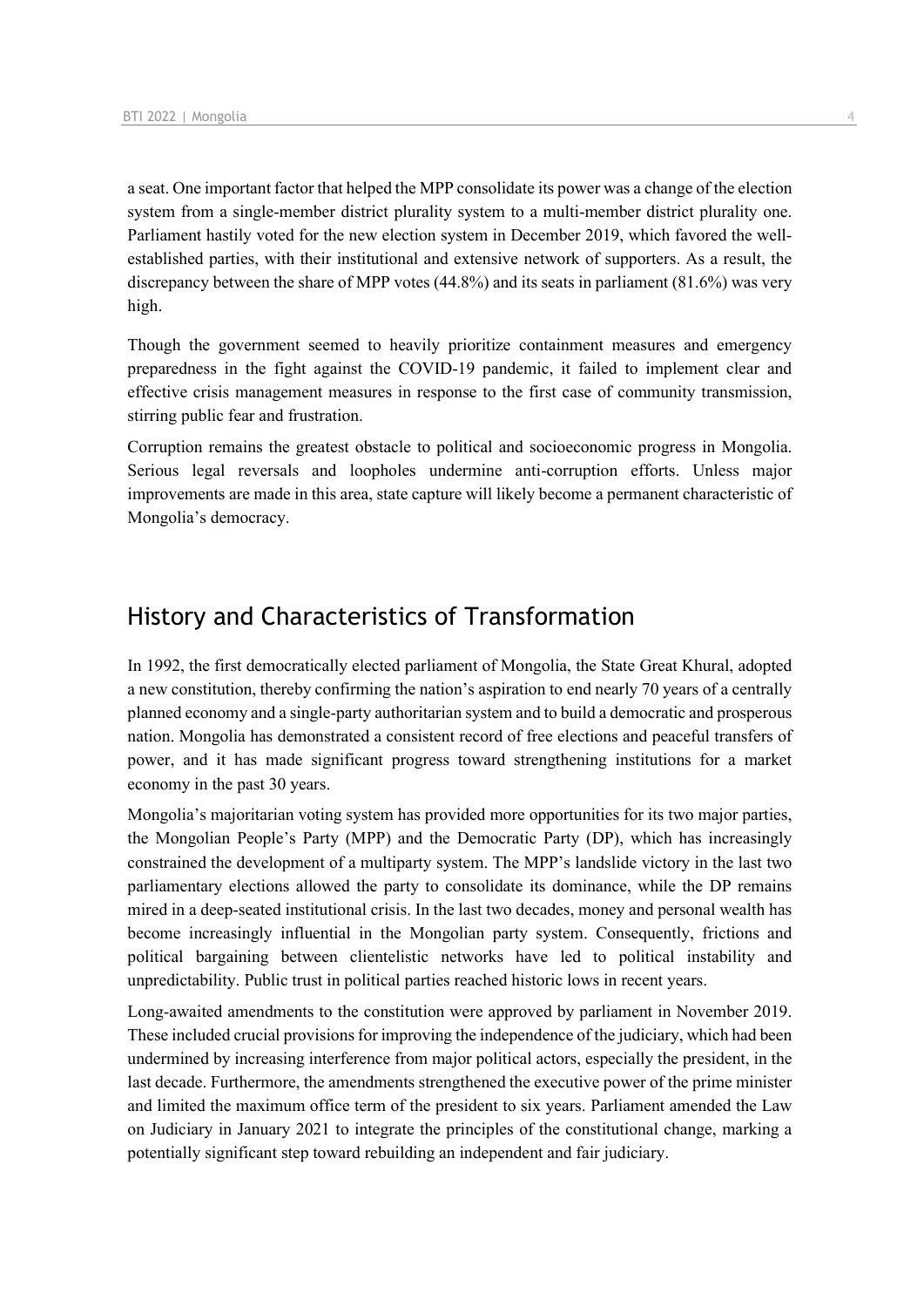a seat. One important factor that helped the MPP consolidate its power was a change of the election system from a single-member district plurality system to a multi-member district plurality one. Parliament hastily voted for the new election system in December 2019, which favored the well-established parties, with their institutional and extensive network of supporters. As a result, the discrepancy between the share of MPP votes (44.8%) and its seats in parliament (81.6%) was very high.

Though the government seemed to heavily prioritize containment measures and emergency preparedness in the fight against the COVID-19 pandemic, it failed to implement clear and effective crisis management measures in response to the first case of community transmission, stirring public fear and frustration.

Corruption remains the greatest obstacle to political and socioeconomic progress in Mongolia. Serious legal reversals and loopholes undermine anti-corruption efforts. Unless major improvements are made in this area, state capture will likely become a permanent characteristic of Mongolia's democracy.

## History and Characteristics of Transformation

In 1992, the first democratically elected parliament of Mongolia, the State Great Khural, adopted a new constitution, thereby confirming the nation's aspiration to end nearly 70 years of a centrally planned economy and a single-party authoritarian system and to build a democratic and prosperous nation. Mongolia has demonstrated a consistent record of free elections and peaceful transfers of power, and it has made significant progress toward strengthening institutions for a market economy in the past 30 years.

Mongolia's majoritarian voting system has provided more opportunities for its two major parties, the Mongolian People's Party (MPP) and the Democratic Party (DP), which has increasingly constrained the development of a multiparty system. The MPP's landslide victory in the last two parliamentary elections allowed the party to consolidate its dominance, while the DP remains mired in a deep-seated institutional crisis. In the last two decades, money and personal wealth has become increasingly influential in the Mongolian party system. Consequently, frictions and political bargaining between clientelistic networks have led to political instability and unpredictability. Public trust in political parties reached historic lows in recent years.

Long-awaited amendments to the constitution were approved by parliament in November 2019. These included crucial provisions for improving the independence of the judiciary, which had been undermined by increasing interference from major political actors, especially the president, in the last decade. Furthermore, the amendments strengthened the executive power of the prime minister and limited the maximum office term of the president to six years. Parliament amended the Law on Judiciary in January 2021 to integrate the principles of the constitutional change, marking a potentially significant step toward rebuilding an independent and fair judiciary.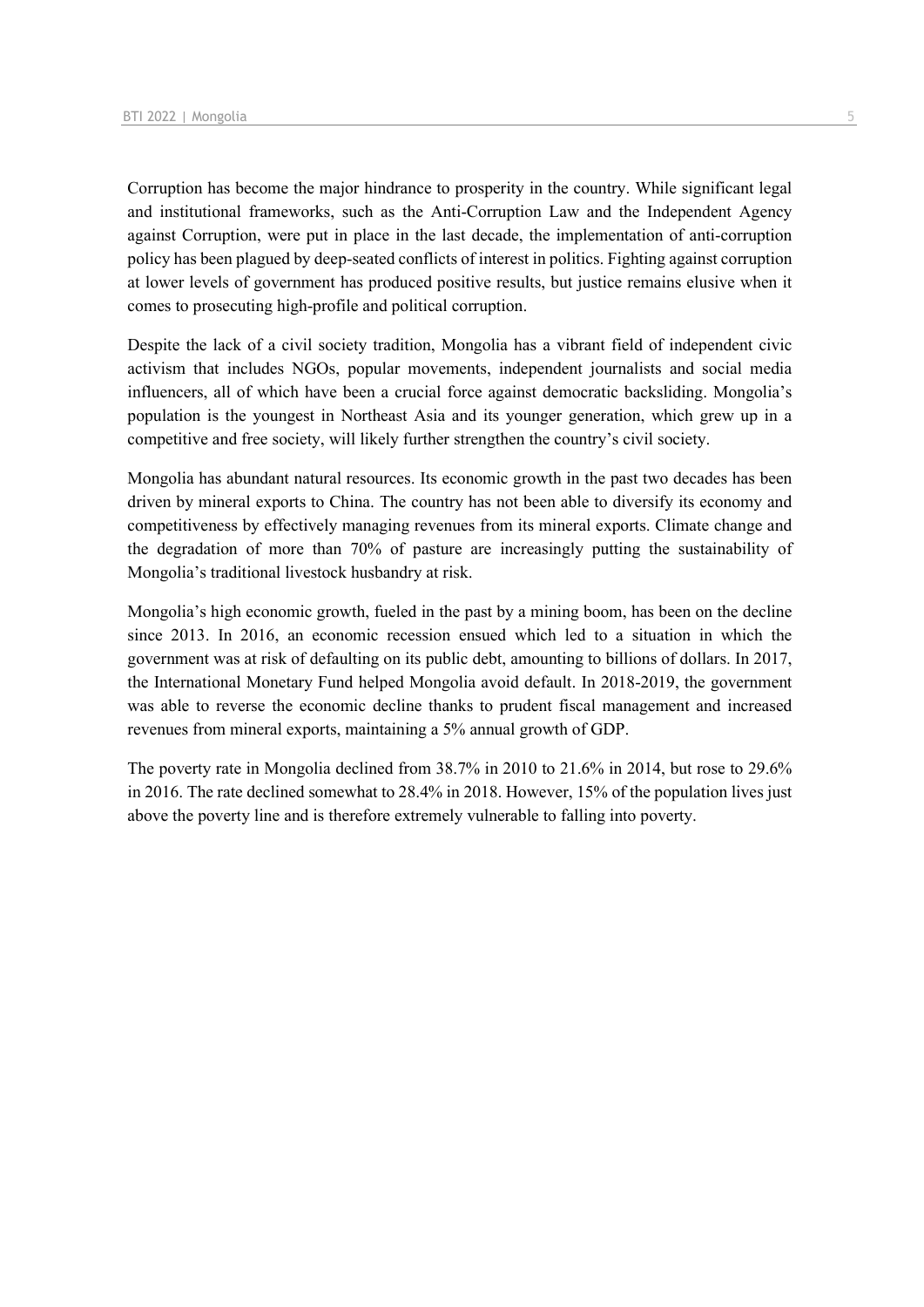Corruption has become the major hindrance to prosperity in the country. While significant legal and institutional frameworks, such as the Anti-Corruption Law and the Independent Agency against Corruption, were put in place in the last decade, the implementation of anti-corruption policy has been plagued by deep-seated conflicts of interest in politics. Fighting against corruption at lower levels of government has produced positive results, but justice remains elusive when it comes to prosecuting high-profile and political corruption.

Despite the lack of a civil society tradition, Mongolia has a vibrant field of independent civic activism that includes NGOs, popular movements, independent journalists and social media influencers, all of which have been a crucial force against democratic backsliding. Mongolia's population is the youngest in Northeast Asia and its younger generation, which grew up in a competitive and free society, will likely further strengthen the country's civil society.

Mongolia has abundant natural resources. Its economic growth in the past two decades has been driven by mineral exports to China. The country has not been able to diversify its economy and competitiveness by effectively managing revenues from its mineral exports. Climate change and the degradation of more than 70% of pasture are increasingly putting the sustainability of Mongolia's traditional livestock husbandry at risk.

Mongolia's high economic growth, fueled in the past by a mining boom, has been on the decline since 2013. In 2016, an economic recession ensued which led to a situation in which the government was at risk of defaulting on its public debt, amounting to billions of dollars. In 2017, the International Monetary Fund helped Mongolia avoid default. In 2018-2019, the government was able to reverse the economic decline thanks to prudent fiscal management and increased revenues from mineral exports, maintaining a 5% annual growth of GDP.

The poverty rate in Mongolia declined from 38.7% in 2010 to 21.6% in 2014, but rose to 29.6% in 2016. The rate declined somewhat to 28.4% in 2018. However, 15% of the population lives just above the poverty line and is therefore extremely vulnerable to falling into poverty.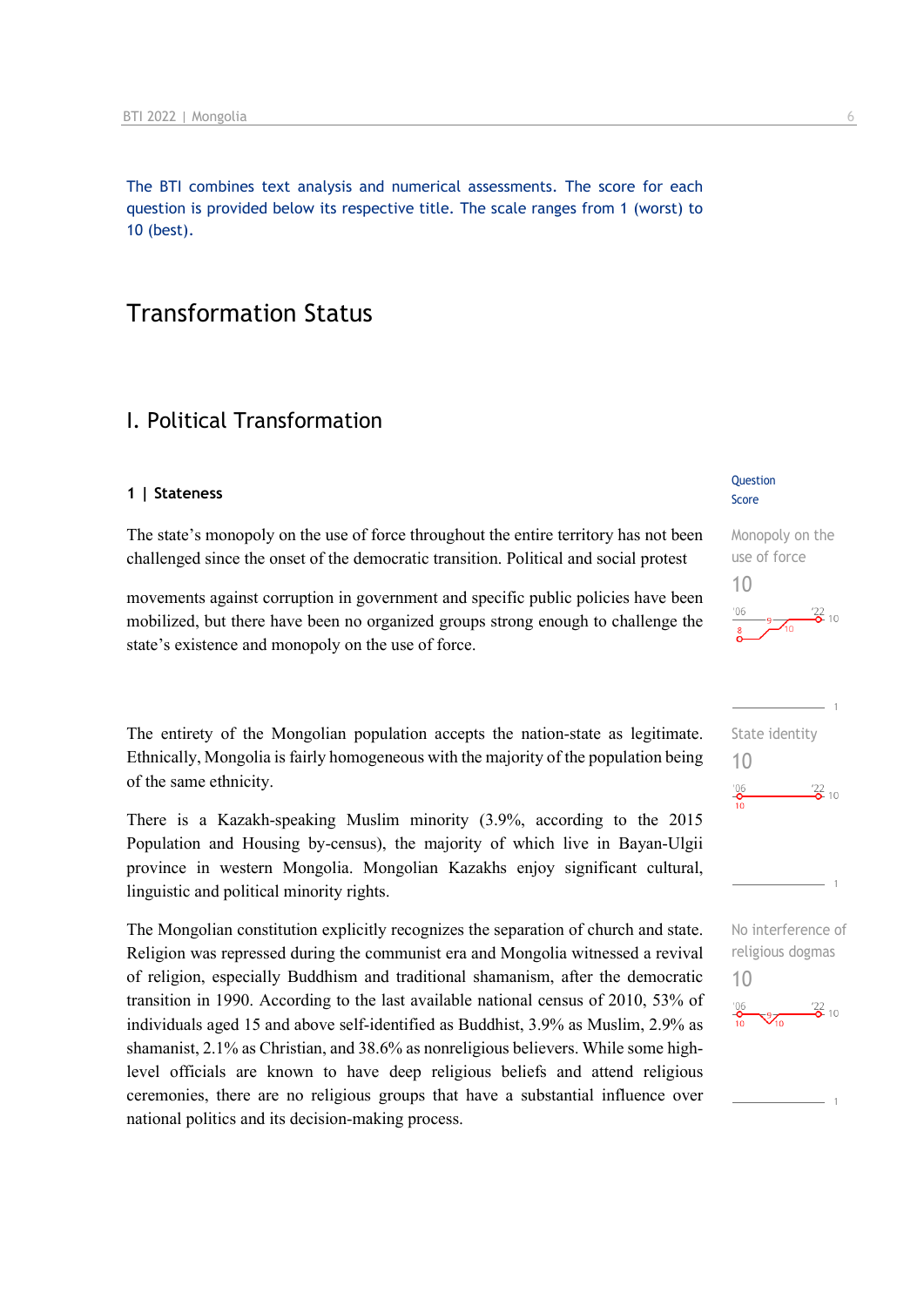The BTI combines text analysis and numerical assessments. The score for each question is provided below its respective title. The scale ranges from 1 (worst) to 10 (best).

# Transformation Status

## I. Political Transformation

### 1 | Stateness

Question Score

**Monopoly on the use of force**
10

The state's monopoly on the use of force throughout the entire territory has not been challenged since the onset of the democratic transition. Political and social protest movements against corruption in government and specific public policies have been mobilized, but there have been no organized groups strong enough to challenge the state's existence and monopoly on the use of force.

**State identity**
10

The entirety of the Mongolian population accepts the nation-state as legitimate. Ethnically, Mongolia is fairly homogeneous with the majority of the population being of the same ethnicity.

There is a Kazakh-speaking Muslim minority (3.9%, according to the 2015 Population and Housing by-census), the majority of which live in Bayan-Ulgii province in western Mongolia. Mongolian Kazakhs enjoy significant cultural, linguistic and political minority rights.

**No interference of religious dogmas**
10

The Mongolian constitution explicitly recognizes the separation of church and state. Religion was repressed during the communist era and Mongolia witnessed a revival of religion, especially Buddhism and traditional shamanism, after the democratic transition in 1990. According to the last available national census of 2010, 53% of individuals aged 15 and above self-identified as Buddhist, 3.9% as Muslim, 2.9% as shamanist, 2.1% as Christian, and 38.6% as nonreligious believers. While some high-level officials are known to have deep religious beliefs and attend religious ceremonies, there are no religious groups that have a substantial influence over national politics and its decision-making process.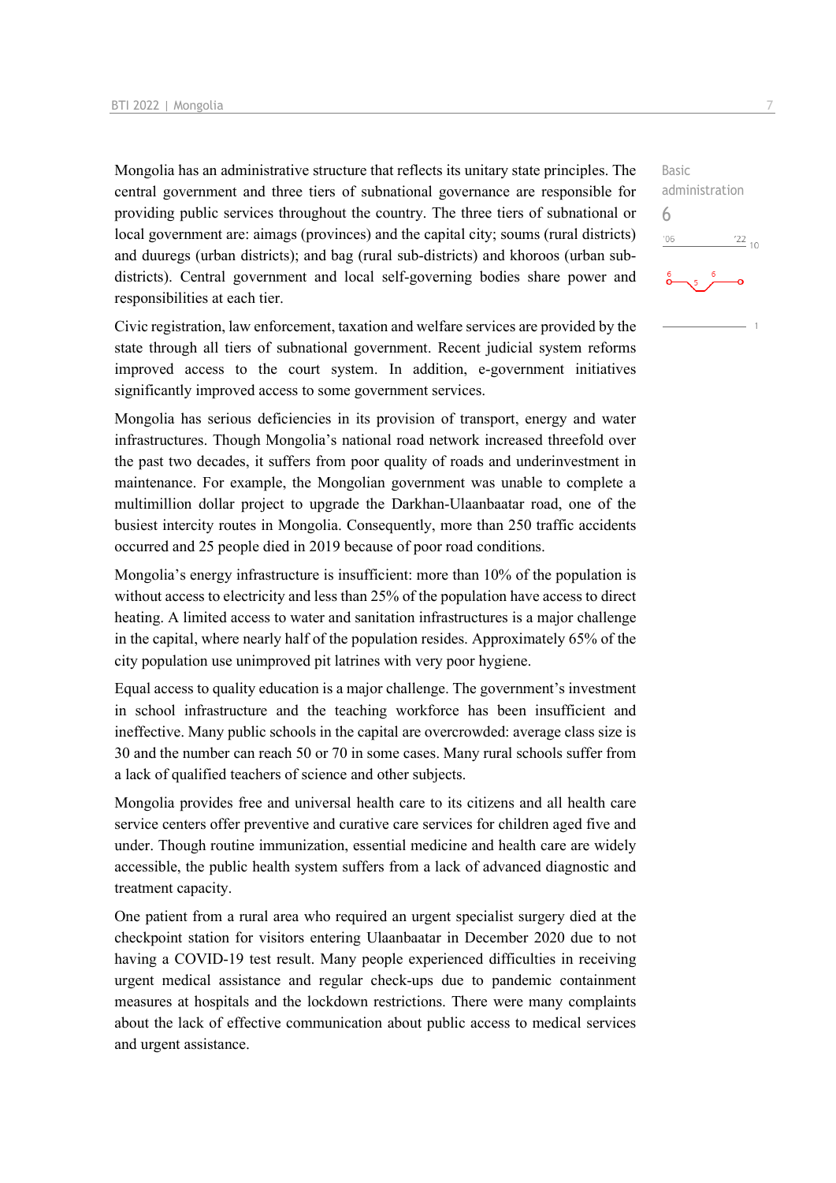Basic administration

6

Mongolia has an administrative structure that reflects its unitary state principles. The central government and three tiers of subnational governance are responsible for providing public services throughout the country. The three tiers of subnational or local government are: aimags (provinces) and the capital city; soums (rural districts) and duuregs (urban districts); and bag (rural sub-districts) and khoroos (urban sub-districts). Central government and local self-governing bodies share power and responsibilities at each tier.

Civic registration, law enforcement, taxation and welfare services are provided by the state through all tiers of subnational government. Recent judicial system reforms improved access to the court system. In addition, e-government initiatives significantly improved access to some government services.

Mongolia has serious deficiencies in its provision of transport, energy and water infrastructures. Though Mongolia's national road network increased threefold over the past two decades, it suffers from poor quality of roads and underinvestment in maintenance. For example, the Mongolian government was unable to complete a multimillion dollar project to upgrade the Darkhan-Ulaanbaatar road, one of the busiest intercity routes in Mongolia. Consequently, more than 250 traffic accidents occurred and 25 people died in 2019 because of poor road conditions.

Mongolia's energy infrastructure is insufficient: more than 10% of the population is without access to electricity and less than 25% of the population have access to direct heating. A limited access to water and sanitation infrastructures is a major challenge in the capital, where nearly half of the population resides. Approximately 65% of the city population use unimproved pit latrines with very poor hygiene.

Equal access to quality education is a major challenge. The government's investment in school infrastructure and the teaching workforce has been insufficient and ineffective. Many public schools in the capital are overcrowded: average class size is 30 and the number can reach 50 or 70 in some cases. Many rural schools suffer from a lack of qualified teachers of science and other subjects.

Mongolia provides free and universal health care to its citizens and all health care service centers offer preventive and curative care services for children aged five and under. Though routine immunization, essential medicine and health care are widely accessible, the public health system suffers from a lack of advanced diagnostic and treatment capacity.

One patient from a rural area who required an urgent specialist surgery died at the checkpoint station for visitors entering Ulaanbaatar in December 2020 due to not having a COVID-19 test result. Many people experienced difficulties in receiving urgent medical assistance and regular check-ups due to pandemic containment measures at hospitals and the lockdown restrictions. There were many complaints about the lack of effective communication about public access to medical services and urgent assistance.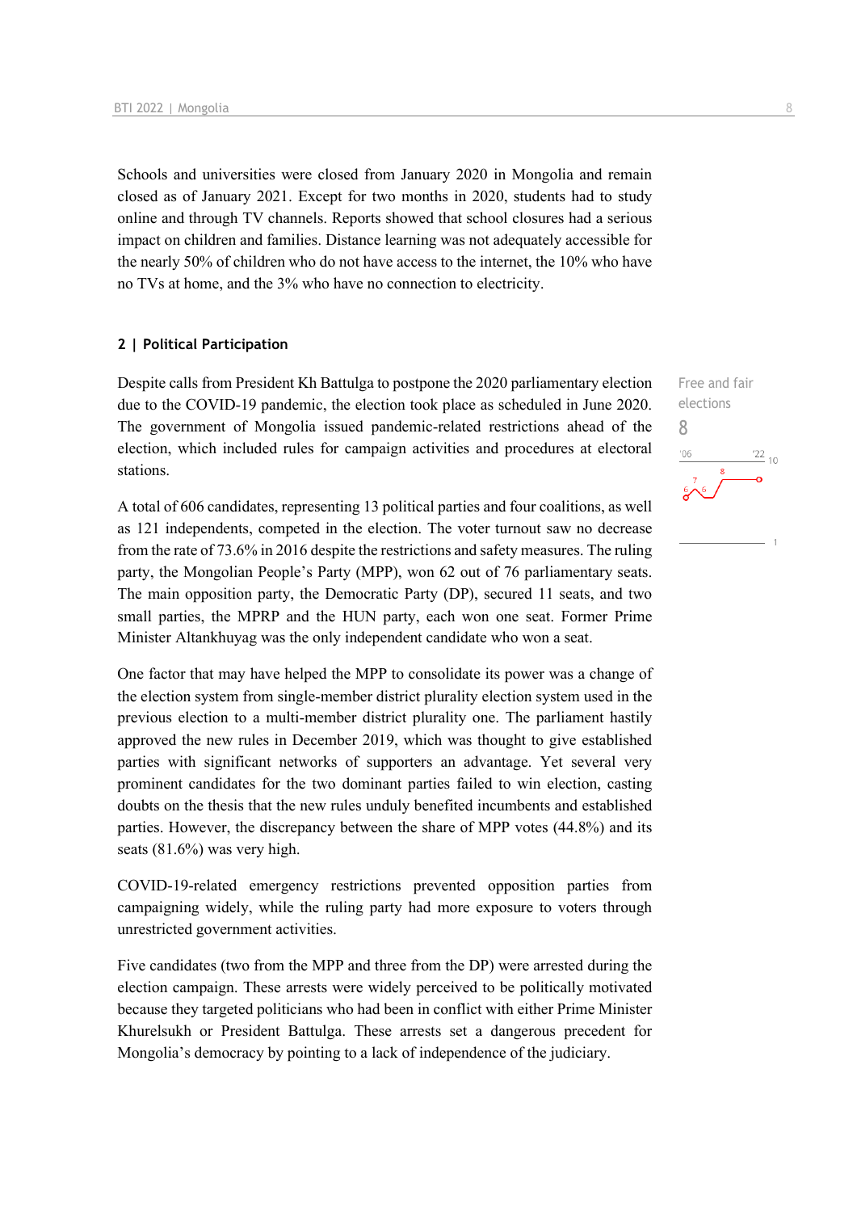Schools and universities were closed from January 2020 in Mongolia and remain closed as of January 2021. Except for two months in 2020, students had to study online and through TV channels. Reports showed that school closures had a serious impact on children and families. Distance learning was not adequately accessible for the nearly 50% of children who do not have access to the internet, the 10% who have no TVs at home, and the 3% who have no connection to electricity.

## 2 | Political Participation

Free and fair elections
8

Despite calls from President Kh Battulga to postpone the 2020 parliamentary election due to the COVID-19 pandemic, the election took place as scheduled in June 2020. The government of Mongolia issued pandemic-related restrictions ahead of the election, which included rules for campaign activities and procedures at electoral stations.

A total of 606 candidates, representing 13 political parties and four coalitions, as well as 121 independents, competed in the election. The voter turnout saw no decrease from the rate of 73.6% in 2016 despite the restrictions and safety measures. The ruling party, the Mongolian People's Party (MPP), won 62 out of 76 parliamentary seats. The main opposition party, the Democratic Party (DP), secured 11 seats, and two small parties, the MPRP and the HUN party, each won one seat. Former Prime Minister Altankhuyag was the only independent candidate who won a seat.

One factor that may have helped the MPP to consolidate its power was a change of the election system from single-member district plurality election system used in the previous election to a multi-member district plurality one. The parliament hastily approved the new rules in December 2019, which was thought to give established parties with significant networks of supporters an advantage. Yet several very prominent candidates for the two dominant parties failed to win election, casting doubts on the thesis that the new rules unduly benefited incumbents and established parties. However, the discrepancy between the share of MPP votes (44.8%) and its seats (81.6%) was very high.

COVID-19-related emergency restrictions prevented opposition parties from campaigning widely, while the ruling party had more exposure to voters through unrestricted government activities.

Five candidates (two from the MPP and three from the DP) were arrested during the election campaign. These arrests were widely perceived to be politically motivated because they targeted politicians who had been in conflict with either Prime Minister Khurelsukh or President Battulga. These arrests set a dangerous precedent for Mongolia's democracy by pointing to a lack of independence of the judiciary.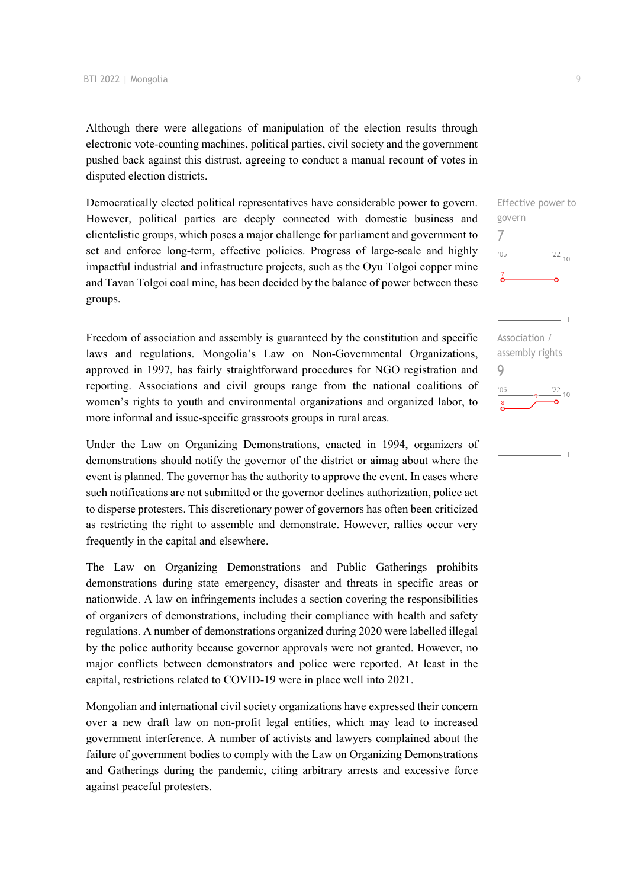Although there were allegations of manipulation of the election results through electronic vote-counting machines, political parties, civil society and the government pushed back against this distrust, agreeing to conduct a manual recount of votes in disputed election districts.

Effective power to govern
7

Democratically elected political representatives have considerable power to govern. However, political parties are deeply connected with domestic business and clientelistic groups, which poses a major challenge for parliament and government to set and enforce long-term, effective policies. Progress of large-scale and highly impactful industrial and infrastructure projects, such as the Oyu Tolgoi copper mine and Tavan Tolgoi coal mine, has been decided by the balance of power between these groups.

Association / assembly rights
9

Freedom of association and assembly is guaranteed by the constitution and specific laws and regulations. Mongolia's Law on Non-Governmental Organizations, approved in 1997, has fairly straightforward procedures for NGO registration and reporting. Associations and civil groups range from the national coalitions of women's rights to youth and environmental organizations and organized labor, to more informal and issue-specific grassroots groups in rural areas.

Under the Law on Organizing Demonstrations, enacted in 1994, organizers of demonstrations should notify the governor of the district or aimag about where the event is planned. The governor has the authority to approve the event. In cases where such notifications are not submitted or the governor declines authorization, police act to disperse protesters. This discretionary power of governors has often been criticized as restricting the right to assemble and demonstrate. However, rallies occur very frequently in the capital and elsewhere.

The Law on Organizing Demonstrations and Public Gatherings prohibits demonstrations during state emergency, disaster and threats in specific areas or nationwide. A law on infringements includes a section covering the responsibilities of organizers of demonstrations, including their compliance with health and safety regulations. A number of demonstrations organized during 2020 were labelled illegal by the police authority because governor approvals were not granted. However, no major conflicts between demonstrators and police were reported. At least in the capital, restrictions related to COVID-19 were in place well into 2021.

Mongolian and international civil society organizations have expressed their concern over a new draft law on non-profit legal entities, which may lead to increased government interference. A number of activists and lawyers complained about the failure of government bodies to comply with the Law on Organizing Demonstrations and Gatherings during the pandemic, citing arbitrary arrests and excessive force against peaceful protesters.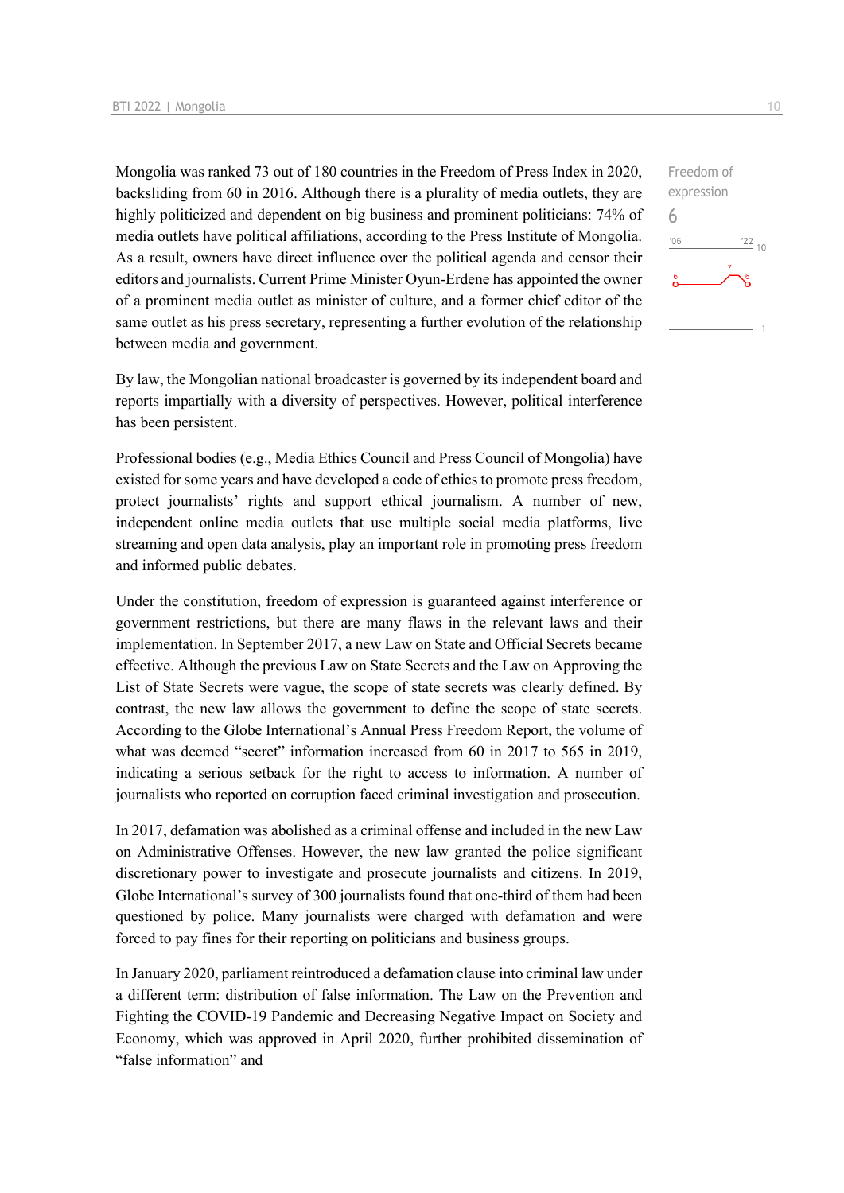Mongolia was ranked 73 out of 180 countries in the Freedom of Press Index in 2020, backsliding from 60 in 2016. Although there is a plurality of media outlets, they are highly politicized and dependent on big business and prominent politicians: 74% of media outlets have political affiliations, according to the Press Institute of Mongolia. As a result, owners have direct influence over the political agenda and censor their editors and journalists. Current Prime Minister Oyun-Erdene has appointed the owner of a prominent media outlet as minister of culture, and a former chief editor of the same outlet as his press secretary, representing a further evolution of the relationship between media and government.

Freedom of expression
6

By law, the Mongolian national broadcaster is governed by its independent board and reports impartially with a diversity of perspectives. However, political interference has been persistent.

Professional bodies (e.g., Media Ethics Council and Press Council of Mongolia) have existed for some years and have developed a code of ethics to promote press freedom, protect journalists' rights and support ethical journalism. A number of new, independent online media outlets that use multiple social media platforms, live streaming and open data analysis, play an important role in promoting press freedom and informed public debates.

Under the constitution, freedom of expression is guaranteed against interference or government restrictions, but there are many flaws in the relevant laws and their implementation. In September 2017, a new Law on State and Official Secrets became effective. Although the previous Law on State Secrets and the Law on Approving the List of State Secrets were vague, the scope of state secrets was clearly defined. By contrast, the new law allows the government to define the scope of state secrets. According to the Globe International's Annual Press Freedom Report, the volume of what was deemed "secret" information increased from 60 in 2017 to 565 in 2019, indicating a serious setback for the right to access to information. A number of journalists who reported on corruption faced criminal investigation and prosecution.

In 2017, defamation was abolished as a criminal offense and included in the new Law on Administrative Offenses. However, the new law granted the police significant discretionary power to investigate and prosecute journalists and citizens. In 2019, Globe International's survey of 300 journalists found that one-third of them had been questioned by police. Many journalists were charged with defamation and were forced to pay fines for their reporting on politicians and business groups.

In January 2020, parliament reintroduced a defamation clause into criminal law under a different term: distribution of false information. The Law on the Prevention and Fighting the COVID-19 Pandemic and Decreasing Negative Impact on Society and Economy, which was approved in April 2020, further prohibited dissemination of "false information" and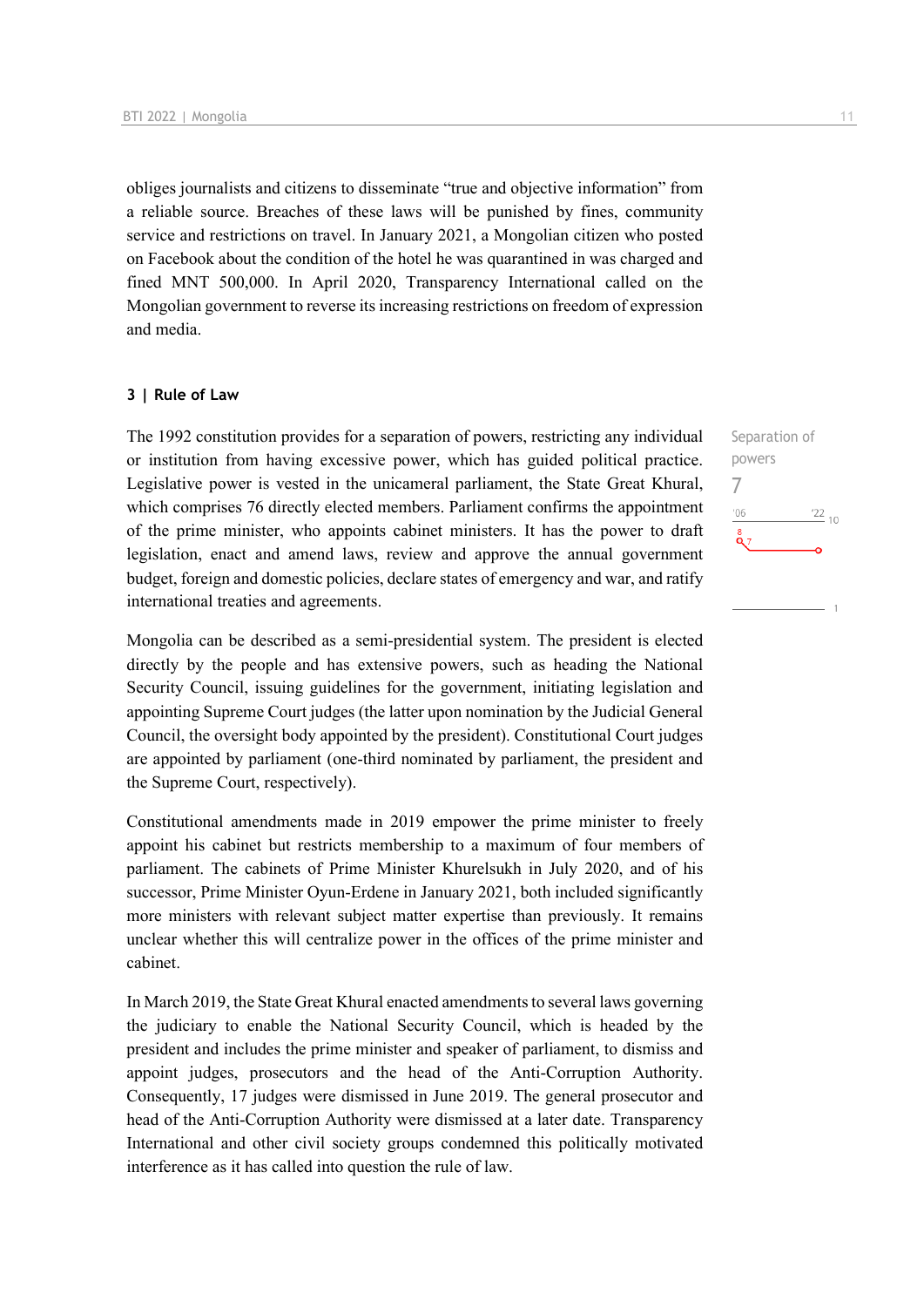obliges journalists and citizens to disseminate "true and objective information" from a reliable source. Breaches of these laws will be punished by fines, community service and restrictions on travel. In January 2021, a Mongolian citizen who posted on Facebook about the condition of the hotel he was quarantined in was charged and fined MNT 500,000. In April 2020, Transparency International called on the Mongolian government to reverse its increasing restrictions on freedom of expression and media.

### 3 | Rule of Law

Separation of powers

7

The 1992 constitution provides for a separation of powers, restricting any individual or institution from having excessive power, which has guided political practice. Legislative power is vested in the unicameral parliament, the State Great Khural, which comprises 76 directly elected members. Parliament confirms the appointment of the prime minister, who appoints cabinet ministers. It has the power to draft legislation, enact and amend laws, review and approve the annual government budget, foreign and domestic policies, declare states of emergency and war, and ratify international treaties and agreements.

Mongolia can be described as a semi-presidential system. The president is elected directly by the people and has extensive powers, such as heading the National Security Council, issuing guidelines for the government, initiating legislation and appointing Supreme Court judges (the latter upon nomination by the Judicial General Council, the oversight body appointed by the president). Constitutional Court judges are appointed by parliament (one-third nominated by parliament, the president and the Supreme Court, respectively).

Constitutional amendments made in 2019 empower the prime minister to freely appoint his cabinet but restricts membership to a maximum of four members of parliament. The cabinets of Prime Minister Khurelsukh in July 2020, and of his successor, Prime Minister Oyun-Erdene in January 2021, both included significantly more ministers with relevant subject matter expertise than previously. It remains unclear whether this will centralize power in the offices of the prime minister and cabinet.

In March 2019, the State Great Khural enacted amendments to several laws governing the judiciary to enable the National Security Council, which is headed by the president and includes the prime minister and speaker of parliament, to dismiss and appoint judges, prosecutors and the head of the Anti-Corruption Authority. Consequently, 17 judges were dismissed in June 2019. The general prosecutor and head of the Anti-Corruption Authority were dismissed at a later date. Transparency International and other civil society groups condemned this politically motivated interference as it has called into question the rule of law.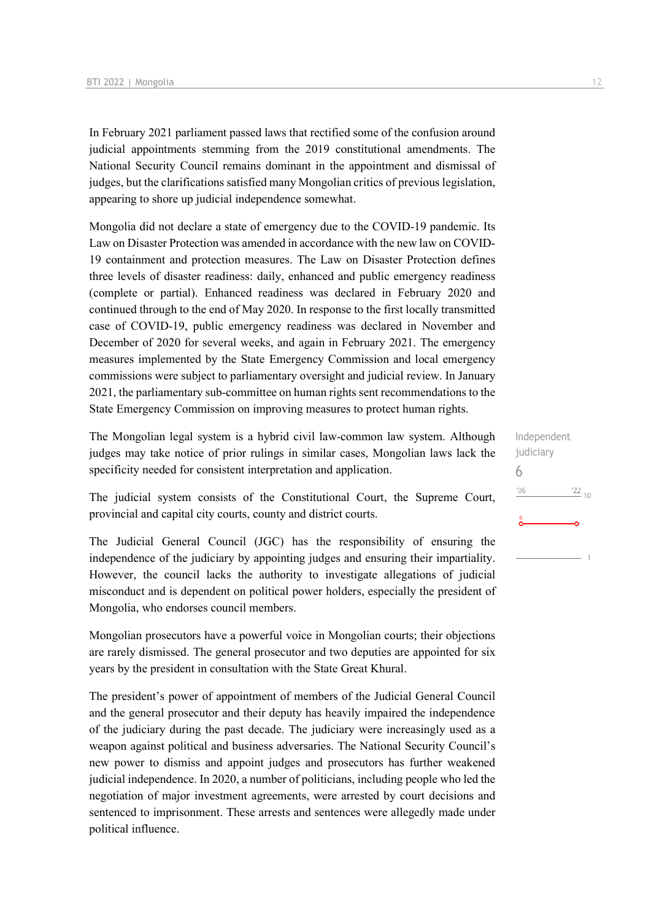In February 2021 parliament passed laws that rectified some of the confusion around judicial appointments stemming from the 2019 constitutional amendments. The National Security Council remains dominant in the appointment and dismissal of judges, but the clarifications satisfied many Mongolian critics of previous legislation, appearing to shore up judicial independence somewhat.

Mongolia did not declare a state of emergency due to the COVID-19 pandemic. Its Law on Disaster Protection was amended in accordance with the new law on COVID-19 containment and protection measures. The Law on Disaster Protection defines three levels of disaster readiness: daily, enhanced and public emergency readiness (complete or partial). Enhanced readiness was declared in February 2020 and continued through to the end of May 2020. In response to the first locally transmitted case of COVID-19, public emergency readiness was declared in November and December of 2020 for several weeks, and again in February 2021. The emergency measures implemented by the State Emergency Commission and local emergency commissions were subject to parliamentary oversight and judicial review. In January 2021, the parliamentary sub-committee on human rights sent recommendations to the State Emergency Commission on improving measures to protect human rights.

Independent judiciary
6

The Mongolian legal system is a hybrid civil law-common law system. Although judges may take notice of prior rulings in similar cases, Mongolian laws lack the specificity needed for consistent interpretation and application.

The judicial system consists of the Constitutional Court, the Supreme Court, provincial and capital city courts, county and district courts.

The Judicial General Council (JGC) has the responsibility of ensuring the independence of the judiciary by appointing judges and ensuring their impartiality. However, the council lacks the authority to investigate allegations of judicial misconduct and is dependent on political power holders, especially the president of Mongolia, who endorses council members.

Mongolian prosecutors have a powerful voice in Mongolian courts; their objections are rarely dismissed. The general prosecutor and two deputies are appointed for six years by the president in consultation with the State Great Khural.

The president's power of appointment of members of the Judicial General Council and the general prosecutor and their deputy has heavily impaired the independence of the judiciary during the past decade. The judiciary were increasingly used as a weapon against political and business adversaries. The National Security Council's new power to dismiss and appoint judges and prosecutors has further weakened judicial independence. In 2020, a number of politicians, including people who led the negotiation of major investment agreements, were arrested by court decisions and sentenced to imprisonment. These arrests and sentences were allegedly made under political influence.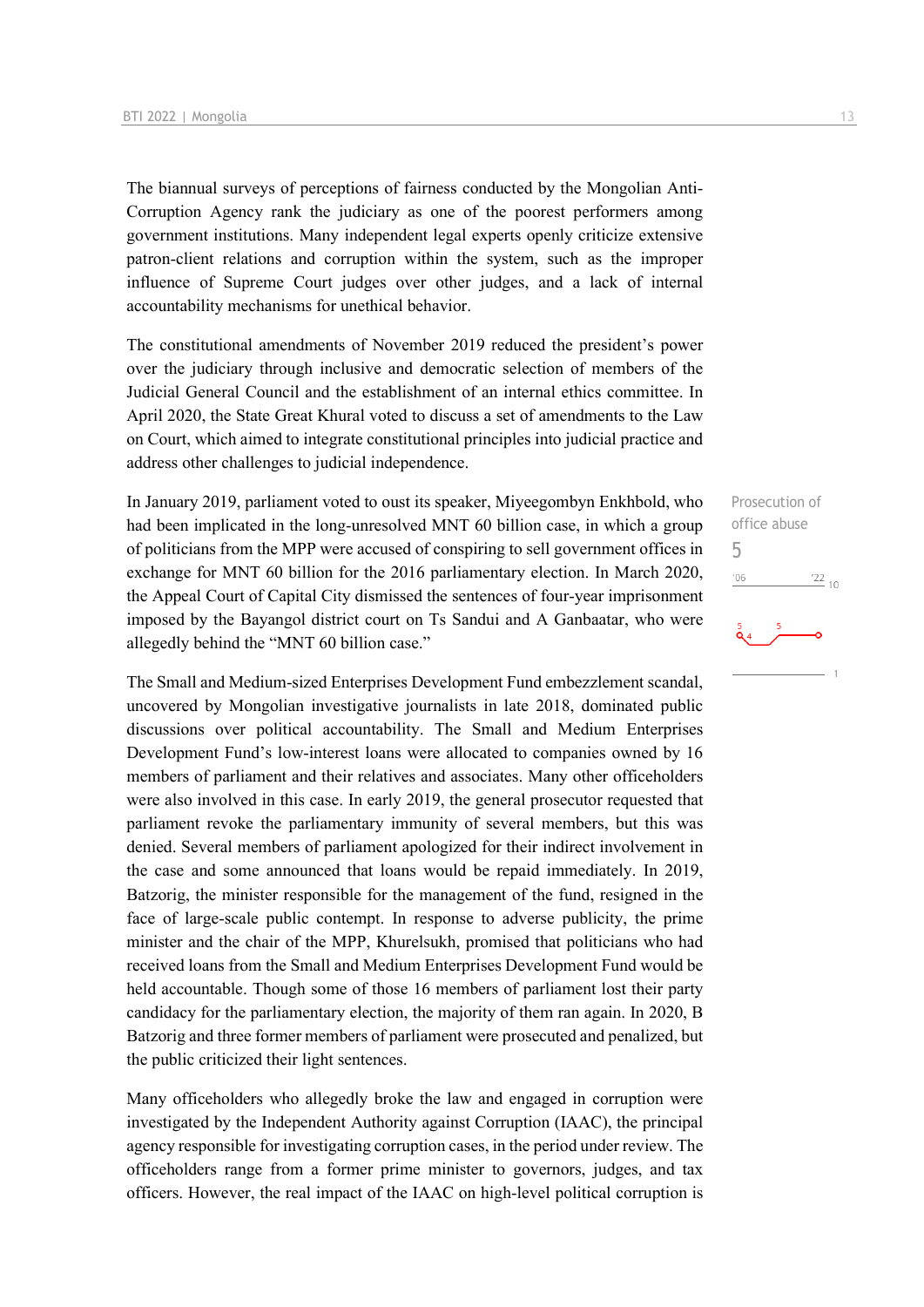The biannual surveys of perceptions of fairness conducted by the Mongolian Anti-Corruption Agency rank the judiciary as one of the poorest performers among government institutions. Many independent legal experts openly criticize extensive patron-client relations and corruption within the system, such as the improper influence of Supreme Court judges over other judges, and a lack of internal accountability mechanisms for unethical behavior.

The constitutional amendments of November 2019 reduced the president's power over the judiciary through inclusive and democratic selection of members of the Judicial General Council and the establishment of an internal ethics committee. In April 2020, the State Great Khural voted to discuss a set of amendments to the Law on Court, which aimed to integrate constitutional principles into judicial practice and address other challenges to judicial independence.

Prosecution of office abuse

5

In January 2019, parliament voted to oust its speaker, Miyeegombyn Enkhbold, who had been implicated in the long-unresolved MNT 60 billion case, in which a group of politicians from the MPP were accused of conspiring to sell government offices in exchange for MNT 60 billion for the 2016 parliamentary election. In March 2020, the Appeal Court of Capital City dismissed the sentences of four-year imprisonment imposed by the Bayangol district court on Ts Sandui and A Ganbaatar, who were allegedly behind the "MNT 60 billion case."

The Small and Medium-sized Enterprises Development Fund embezzlement scandal, uncovered by Mongolian investigative journalists in late 2018, dominated public discussions over political accountability. The Small and Medium Enterprises Development Fund's low-interest loans were allocated to companies owned by 16 members of parliament and their relatives and associates. Many other officeholders were also involved in this case. In early 2019, the general prosecutor requested that parliament revoke the parliamentary immunity of several members, but this was denied. Several members of parliament apologized for their indirect involvement in the case and some announced that loans would be repaid immediately. In 2019, Batzorig, the minister responsible for the management of the fund, resigned in the face of large-scale public contempt. In response to adverse publicity, the prime minister and the chair of the MPP, Khurelsukh, promised that politicians who had received loans from the Small and Medium Enterprises Development Fund would be held accountable. Though some of those 16 members of parliament lost their party candidacy for the parliamentary election, the majority of them ran again. In 2020, B Batzorig and three former members of parliament were prosecuted and penalized, but the public criticized their light sentences.

Many officeholders who allegedly broke the law and engaged in corruption were investigated by the Independent Authority against Corruption (IAAC), the principal agency responsible for investigating corruption cases, in the period under review. The officeholders range from a former prime minister to governors, judges, and tax officers. However, the real impact of the IAAC on high-level political corruption is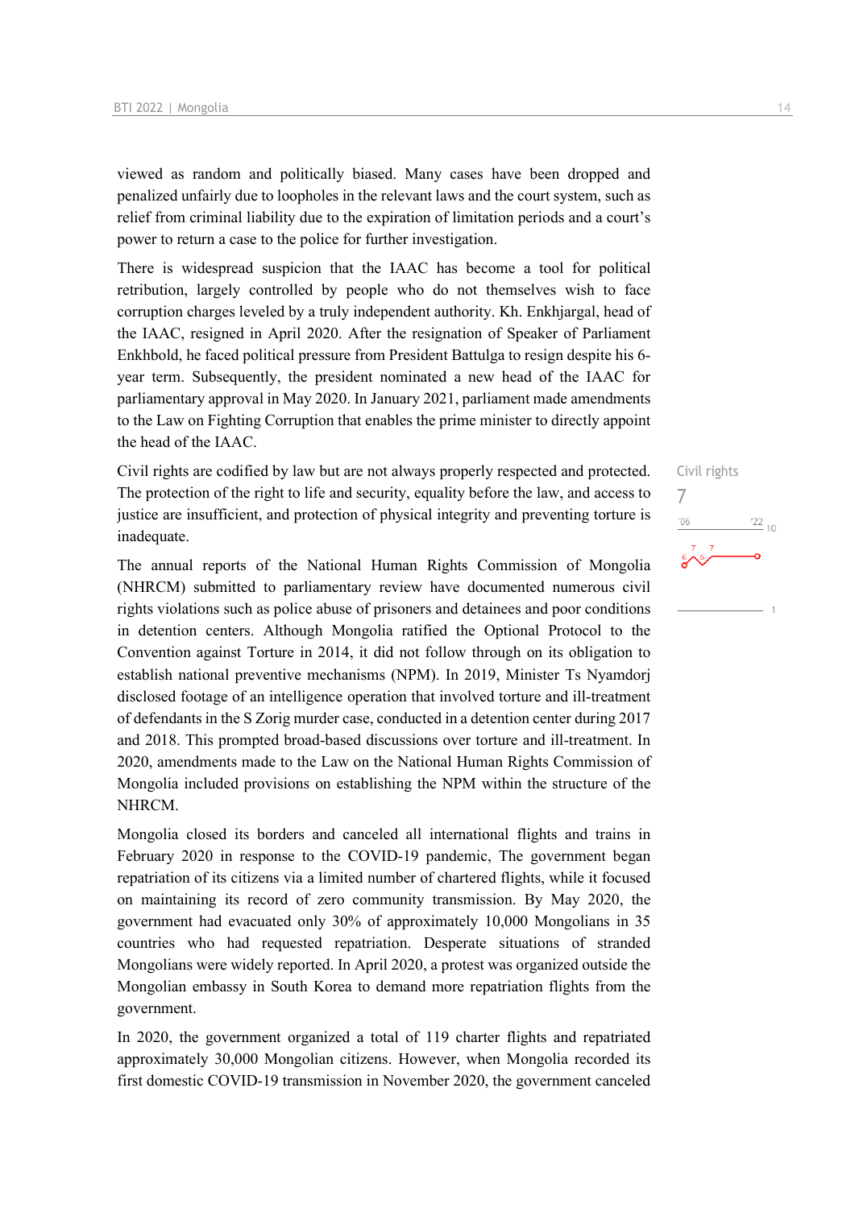viewed as random and politically biased. Many cases have been dropped and penalized unfairly due to loopholes in the relevant laws and the court system, such as relief from criminal liability due to the expiration of limitation periods and a court's power to return a case to the police for further investigation.

There is widespread suspicion that the IAAC has become a tool for political retribution, largely controlled by people who do not themselves wish to face corruption charges leveled by a truly independent authority. Kh. Enkhjargal, head of the IAAC, resigned in April 2020. After the resignation of Speaker of Parliament Enkhbold, he faced political pressure from President Battulga to resign despite his 6-year term. Subsequently, the president nominated a new head of the IAAC for parliamentary approval in May 2020. In January 2021, parliament made amendments to the Law on Fighting Corruption that enables the prime minister to directly appoint the head of the IAAC.

Civil rights
7

Civil rights are codified by law but are not always properly respected and protected. The protection of the right to life and security, equality before the law, and access to justice are insufficient, and protection of physical integrity and preventing torture is inadequate.

The annual reports of the National Human Rights Commission of Mongolia (NHRCM) submitted to parliamentary review have documented numerous civil rights violations such as police abuse of prisoners and detainees and poor conditions in detention centers. Although Mongolia ratified the Optional Protocol to the Convention against Torture in 2014, it did not follow through on its obligation to establish national preventive mechanisms (NPM). In 2019, Minister Ts Nyamdorj disclosed footage of an intelligence operation that involved torture and ill-treatment of defendants in the S Zorig murder case, conducted in a detention center during 2017 and 2018. This prompted broad-based discussions over torture and ill-treatment. In 2020, amendments made to the Law on the National Human Rights Commission of Mongolia included provisions on establishing the NPM within the structure of the NHRCM.

Mongolia closed its borders and canceled all international flights and trains in February 2020 in response to the COVID-19 pandemic, The government began repatriation of its citizens via a limited number of chartered flights, while it focused on maintaining its record of zero community transmission. By May 2020, the government had evacuated only 30% of approximately 10,000 Mongolians in 35 countries who had requested repatriation. Desperate situations of stranded Mongolians were widely reported. In April 2020, a protest was organized outside the Mongolian embassy in South Korea to demand more repatriation flights from the government.

In 2020, the government organized a total of 119 charter flights and repatriated approximately 30,000 Mongolian citizens. However, when Mongolia recorded its first domestic COVID-19 transmission in November 2020, the government canceled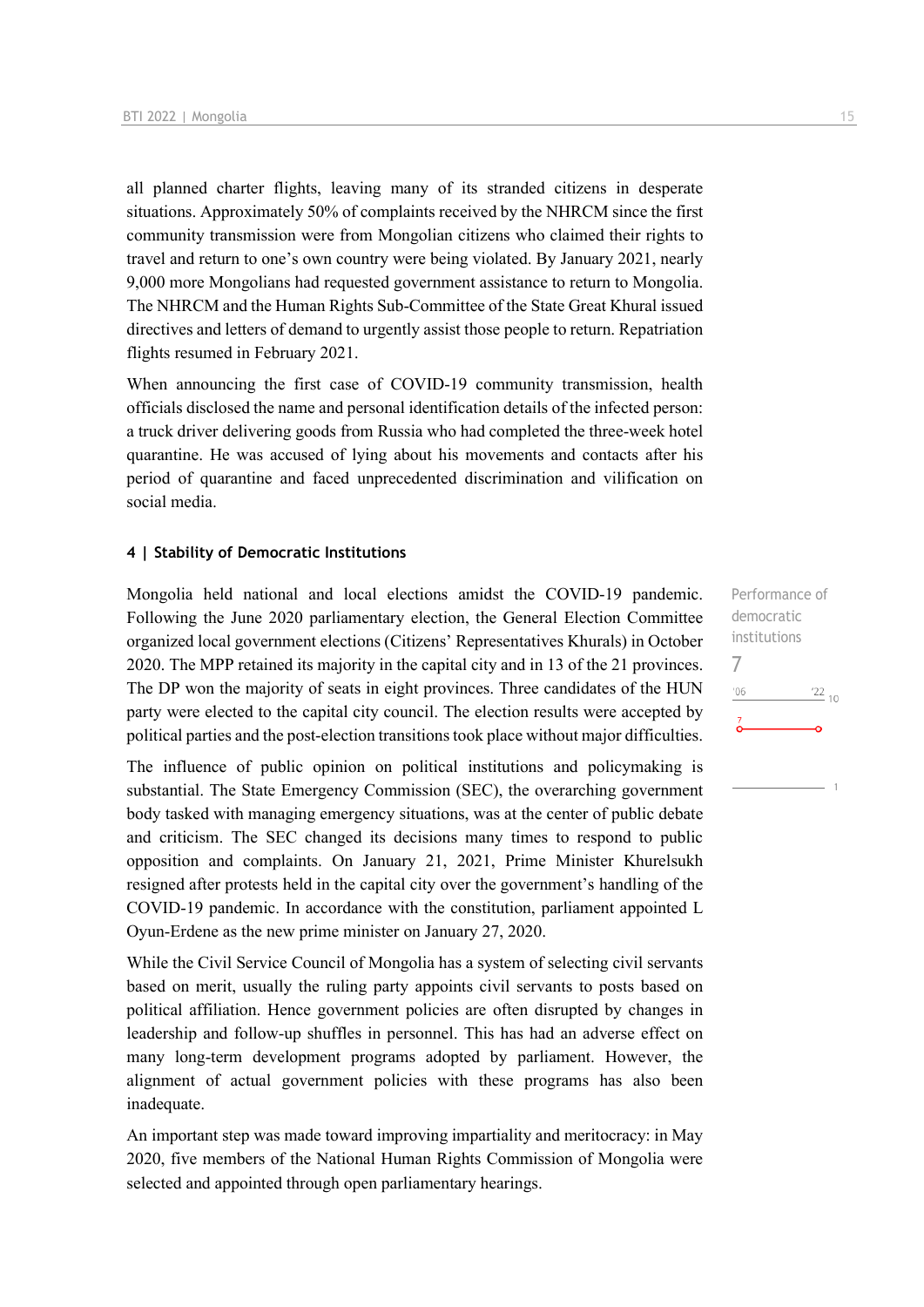all planned charter flights, leaving many of its stranded citizens in desperate situations. Approximately 50% of complaints received by the NHRCM since the first community transmission were from Mongolian citizens who claimed their rights to travel and return to one's own country were being violated. By January 2021, nearly 9,000 more Mongolians had requested government assistance to return to Mongolia. The NHRCM and the Human Rights Sub-Committee of the State Great Khural issued directives and letters of demand to urgently assist those people to return. Repatriation flights resumed in February 2021.

When announcing the first case of COVID-19 community transmission, health officials disclosed the name and personal identification details of the infected person: a truck driver delivering goods from Russia who had completed the three-week hotel quarantine. He was accused of lying about his movements and contacts after his period of quarantine and faced unprecedented discrimination and vilification on social media.

#### 4 | Stability of Democratic Institutions

Performance of democratic institutions

7

'06 '22 10

7

1

Mongolia held national and local elections amidst the COVID-19 pandemic. Following the June 2020 parliamentary election, the General Election Committee organized local government elections (Citizens' Representatives Khurals) in October 2020. The MPP retained its majority in the capital city and in 13 of the 21 provinces. The DP won the majority of seats in eight provinces. Three candidates of the HUN party were elected to the capital city council. The election results were accepted by political parties and the post-election transitions took place without major difficulties.

The influence of public opinion on political institutions and policymaking is substantial. The State Emergency Commission (SEC), the overarching government body tasked with managing emergency situations, was at the center of public debate and criticism. The SEC changed its decisions many times to respond to public opposition and complaints. On January 21, 2021, Prime Minister Khurelsukh resigned after protests held in the capital city over the government's handling of the COVID-19 pandemic. In accordance with the constitution, parliament appointed L Oyun-Erdene as the new prime minister on January 27, 2020.

While the Civil Service Council of Mongolia has a system of selecting civil servants based on merit, usually the ruling party appoints civil servants to posts based on political affiliation. Hence government policies are often disrupted by changes in leadership and follow-up shuffles in personnel. This has had an adverse effect on many long-term development programs adopted by parliament. However, the alignment of actual government policies with these programs has also been inadequate.

An important step was made toward improving impartiality and meritocracy: in May 2020, five members of the National Human Rights Commission of Mongolia were selected and appointed through open parliamentary hearings.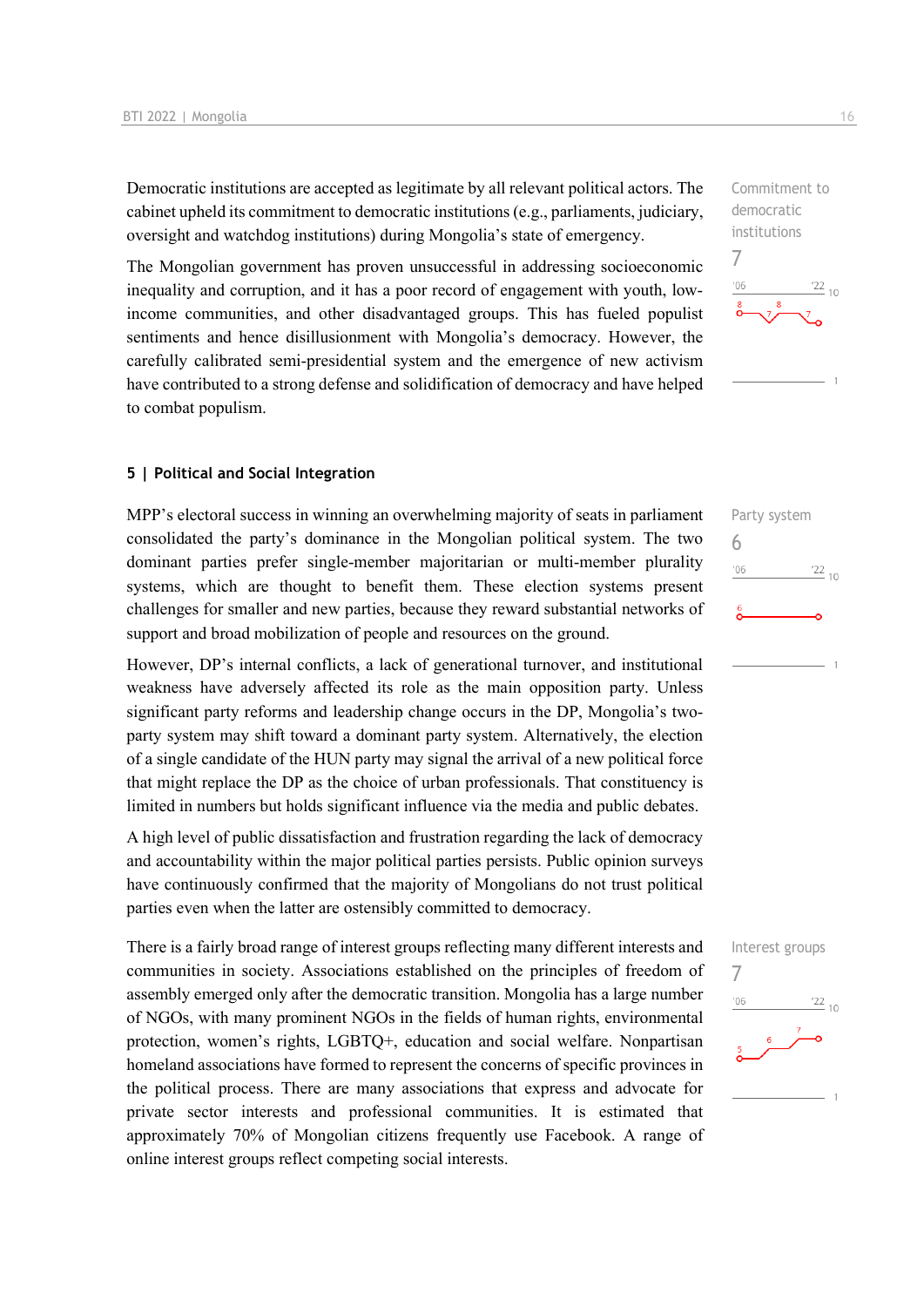Democratic institutions are accepted as legitimate by all relevant political actors. The cabinet upheld its commitment to democratic institutions (e.g., parliaments, judiciary, oversight and watchdog institutions) during Mongolia's state of emergency.

Commitment to democratic institutions
7

The Mongolian government has proven unsuccessful in addressing socioeconomic inequality and corruption, and it has a poor record of engagement with youth, low-income communities, and other disadvantaged groups. This has fueled populist sentiments and hence disillusionment with Mongolia's democracy. However, the carefully calibrated semi-presidential system and the emergence of new activism have contributed to a strong defense and solidification of democracy and have helped to combat populism.

## 5 | Political and Social Integration

Party system
6

MPP's electoral success in winning an overwhelming majority of seats in parliament consolidated the party's dominance in the Mongolian political system. The two dominant parties prefer single-member majoritarian or multi-member plurality systems, which are thought to benefit them. These election systems present challenges for smaller and new parties, because they reward substantial networks of support and broad mobilization of people and resources on the ground.

However, DP's internal conflicts, a lack of generational turnover, and institutional weakness have adversely affected its role as the main opposition party. Unless significant party reforms and leadership change occurs in the DP, Mongolia's two-party system may shift toward a dominant party system. Alternatively, the election of a single candidate of the HUN party may signal the arrival of a new political force that might replace the DP as the choice of urban professionals. That constituency is limited in numbers but holds significant influence via the media and public debates.

A high level of public dissatisfaction and frustration regarding the lack of democracy and accountability within the major political parties persists. Public opinion surveys have continuously confirmed that the majority of Mongolians do not trust political parties even when the latter are ostensibly committed to democracy.

Interest groups
7

There is a fairly broad range of interest groups reflecting many different interests and communities in society. Associations established on the principles of freedom of assembly emerged only after the democratic transition. Mongolia has a large number of NGOs, with many prominent NGOs in the fields of human rights, environmental protection, women's rights, LGBTQ+, education and social welfare. Nonpartisan homeland associations have formed to represent the concerns of specific provinces in the political process. There are many associations that express and advocate for private sector interests and professional communities. It is estimated that approximately 70% of Mongolian citizens frequently use Facebook. A range of online interest groups reflect competing social interests.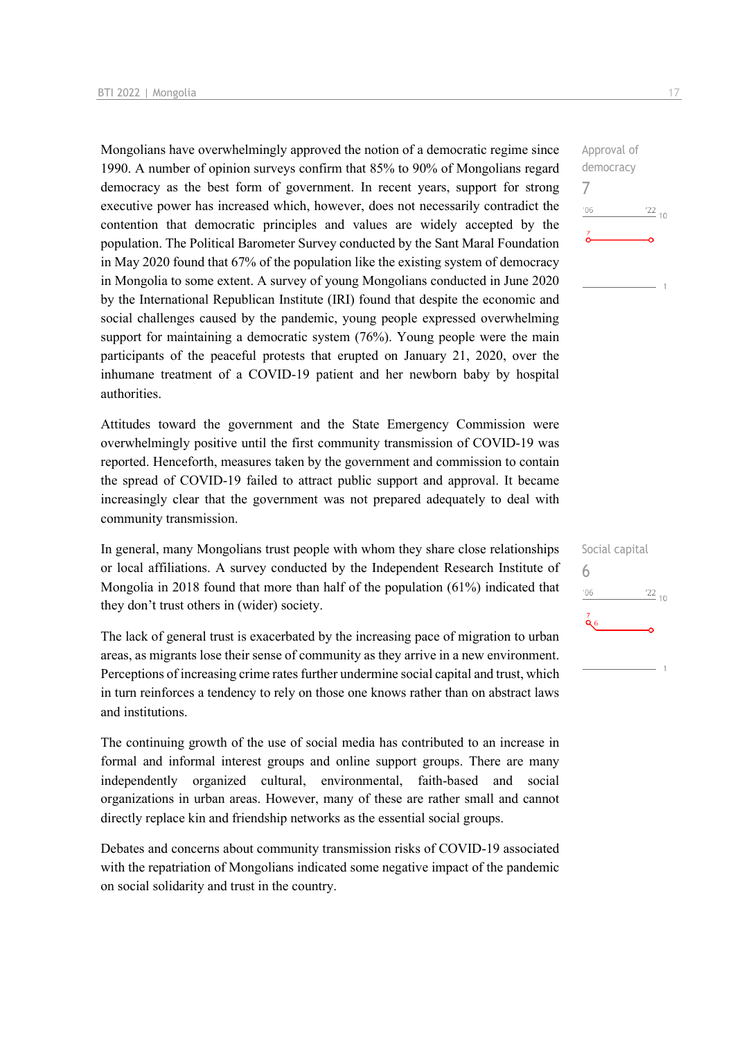Mongolians have overwhelmingly approved the notion of a democratic regime since 1990. A number of opinion surveys confirm that 85% to 90% of Mongolians regard democracy as the best form of government. In recent years, support for strong executive power has increased which, however, does not necessarily contradict the contention that democratic principles and values are widely accepted by the population. The Political Barometer Survey conducted by the Sant Maral Foundation in May 2020 found that 67% of the population like the existing system of democracy in Mongolia to some extent. A survey of young Mongolians conducted in June 2020 by the International Republican Institute (IRI) found that despite the economic and social challenges caused by the pandemic, young people expressed overwhelming support for maintaining a democratic system (76%). Young people were the main participants of the peaceful protests that erupted on January 21, 2020, over the inhumane treatment of a COVID-19 patient and her newborn baby by hospital authorities.

Approval of democracy
7

Attitudes toward the government and the State Emergency Commission were overwhelmingly positive until the first community transmission of COVID-19 was reported. Henceforth, measures taken by the government and commission to contain the spread of COVID-19 failed to attract public support and approval. It became increasingly clear that the government was not prepared adequately to deal with community transmission.

In general, many Mongolians trust people with whom they share close relationships or local affiliations. A survey conducted by the Independent Research Institute of Mongolia in 2018 found that more than half of the population (61%) indicated that they don't trust others in (wider) society.

Social capital
6

The lack of general trust is exacerbated by the increasing pace of migration to urban areas, as migrants lose their sense of community as they arrive in a new environment. Perceptions of increasing crime rates further undermine social capital and trust, which in turn reinforces a tendency to rely on those one knows rather than on abstract laws and institutions.

The continuing growth of the use of social media has contributed to an increase in formal and informal interest groups and online support groups. There are many independently organized cultural, environmental, faith-based and social organizations in urban areas. However, many of these are rather small and cannot directly replace kin and friendship networks as the essential social groups.

Debates and concerns about community transmission risks of COVID-19 associated with the repatriation of Mongolians indicated some negative impact of the pandemic on social solidarity and trust in the country.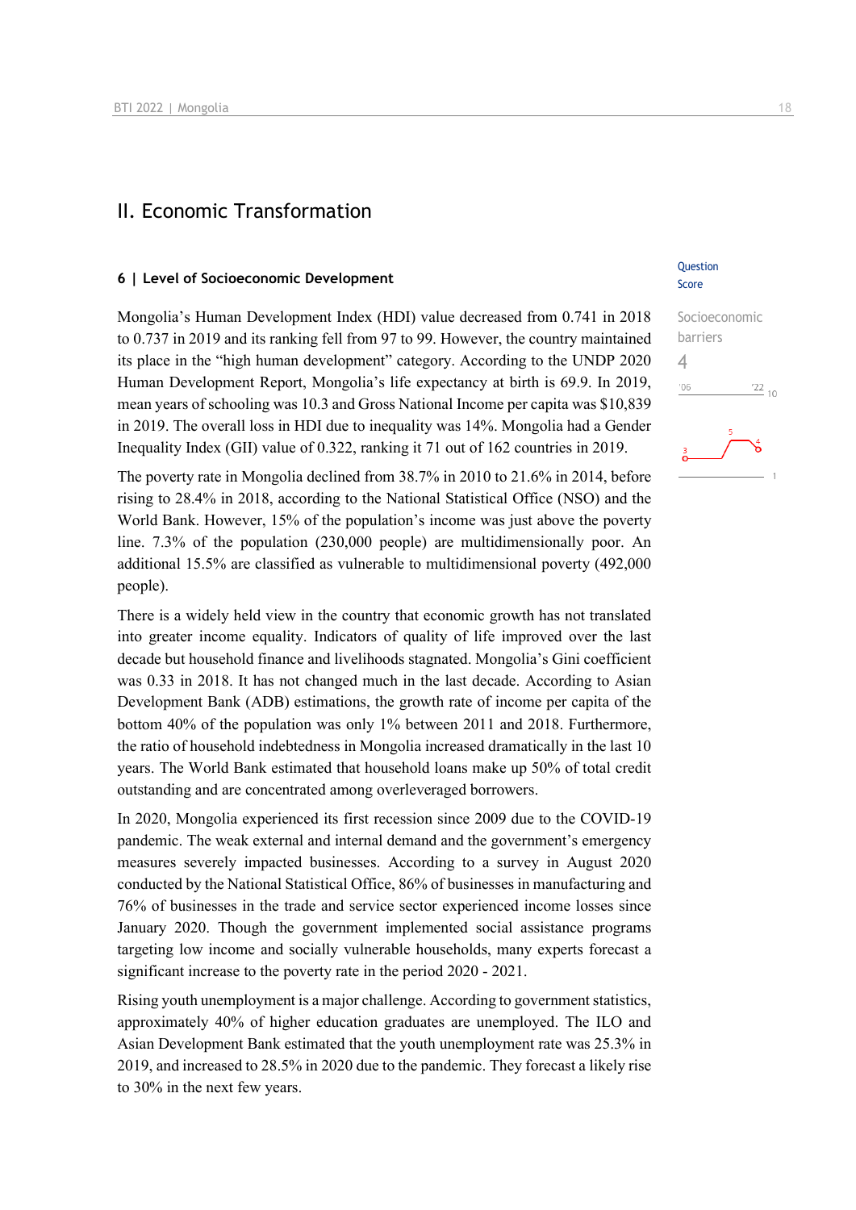# II. Economic Transformation

## 6 | Level of Socioeconomic Development

Question Score

Socioeconomic barriers
4

Mongolia's Human Development Index (HDI) value decreased from 0.741 in 2018 to 0.737 in 2019 and its ranking fell from 97 to 99. However, the country maintained its place in the "high human development" category. According to the UNDP 2020 Human Development Report, Mongolia's life expectancy at birth is 69.9. In 2019, mean years of schooling was 10.3 and Gross National Income per capita was $10,839 in 2019. The overall loss in HDI due to inequality was 14%. Mongolia had a Gender Inequality Index (GII) value of 0.322, ranking it 71 out of 162 countries in 2019.

The poverty rate in Mongolia declined from 38.7% in 2010 to 21.6% in 2014, before rising to 28.4% in 2018, according to the National Statistical Office (NSO) and the World Bank. However, 15% of the population's income was just above the poverty line. 7.3% of the population (230,000 people) are multidimensionally poor. An additional 15.5% are classified as vulnerable to multidimensional poverty (492,000 people).

There is a widely held view in the country that economic growth has not translated into greater income equality. Indicators of quality of life improved over the last decade but household finance and livelihoods stagnated. Mongolia's Gini coefficient was 0.33 in 2018. It has not changed much in the last decade. According to Asian Development Bank (ADB) estimations, the growth rate of income per capita of the bottom 40% of the population was only 1% between 2011 and 2018. Furthermore, the ratio of household indebtedness in Mongolia increased dramatically in the last 10 years. The World Bank estimated that household loans make up 50% of total credit outstanding and are concentrated among overleveraged borrowers.

In 2020, Mongolia experienced its first recession since 2009 due to the COVID-19 pandemic. The weak external and internal demand and the government's emergency measures severely impacted businesses. According to a survey in August 2020 conducted by the National Statistical Office, 86% of businesses in manufacturing and 76% of businesses in the trade and service sector experienced income losses since January 2020. Though the government implemented social assistance programs targeting low income and socially vulnerable households, many experts forecast a significant increase to the poverty rate in the period 2020 - 2021.

Rising youth unemployment is a major challenge. According to government statistics, approximately 40% of higher education graduates are unemployed. The ILO and Asian Development Bank estimated that the youth unemployment rate was 25.3% in 2019, and increased to 28.5% in 2020 due to the pandemic. They forecast a likely rise to 30% in the next few years.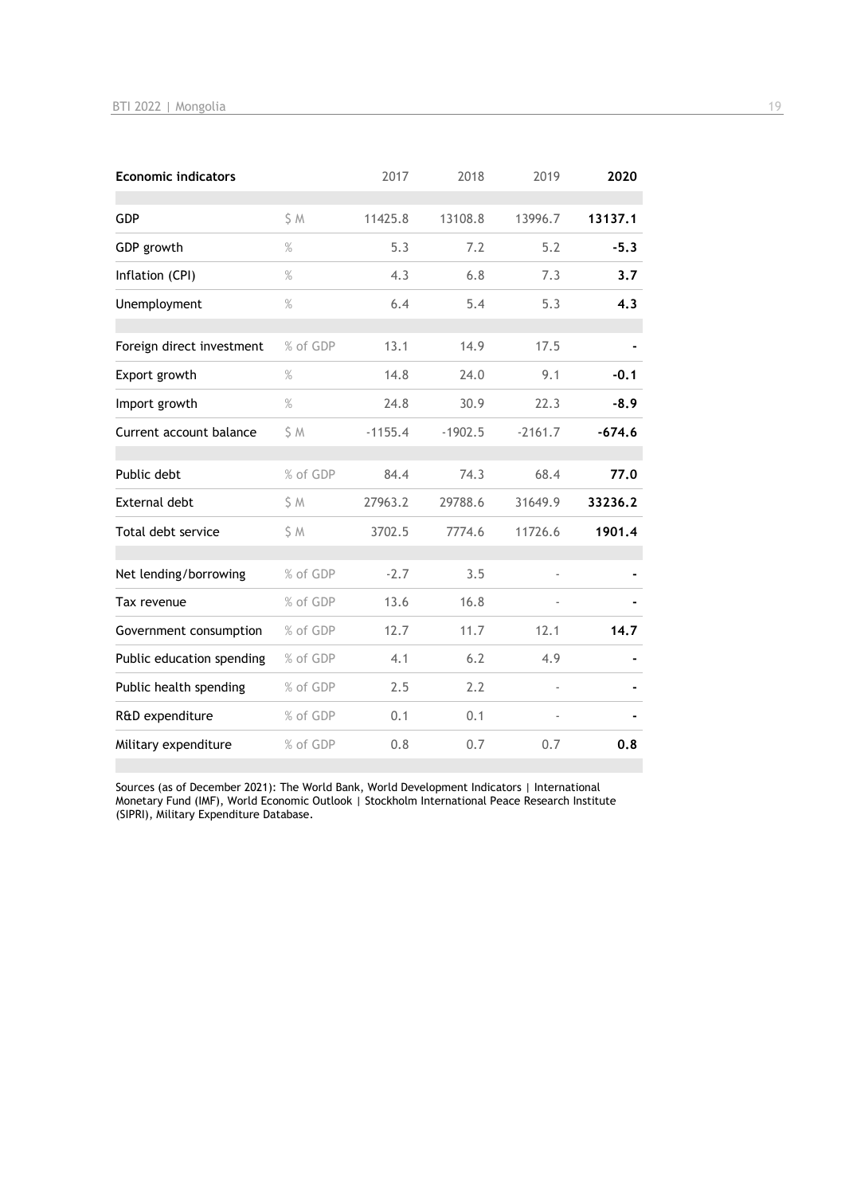| Economic indicators | | 2017 | 2018 | 2019 | **2020** |
|---|---|---|---|---|---|
| GDP | $ M | 11425.8 | 13108.8 | 13996.7 | **13137.1** |
| GDP growth | % | 5.3 | 7.2 | 5.2 | **-5.3** |
| Inflation (CPI) | % | 4.3 | 6.8 | 7.3 | **3.7** |
| Unemployment | % | 6.4 | 5.4 | 5.3 | **4.3** |
| Foreign direct investment | % of GDP | 13.1 | 14.9 | 17.5 | **-** |
| Export growth | % | 14.8 | 24.0 | 9.1 | **-0.1** |
| Import growth | % | 24.8 | 30.9 | 22.3 | **-8.9** |
| Current account balance | $ M | -1155.4 | -1902.5 | -2161.7 | **-674.6** |
| Public debt | % of GDP | 84.4 | 74.3 | 68.4 | **77.0** |
| External debt | $ M | 27963.2 | 29788.6 | 31649.9 | **33236.2** |
| Total debt service | $ M | 3702.5 | 7774.6 | 11726.6 | **1901.4** |
| Net lending/borrowing | % of GDP | -2.7 | 3.5 | - | **-** |
| Tax revenue | % of GDP | 13.6 | 16.8 | - | **-** |
| Government consumption | % of GDP | 12.7 | 11.7 | 12.1 | **14.7** |
| Public education spending | % of GDP | 4.1 | 6.2 | 4.9 | **-** |
| Public health spending | % of GDP | 2.5 | 2.2 | - | **-** |
| R&D expenditure | % of GDP | 0.1 | 0.1 | - | **-** |
| Military expenditure | % of GDP | 0.8 | 0.7 | 0.7 | **0.8** |

Sources (as of December 2021): The World Bank, World Development Indicators | International Monetary Fund (IMF), World Economic Outlook | Stockholm International Peace Research Institute (SIPRI), Military Expenditure Database.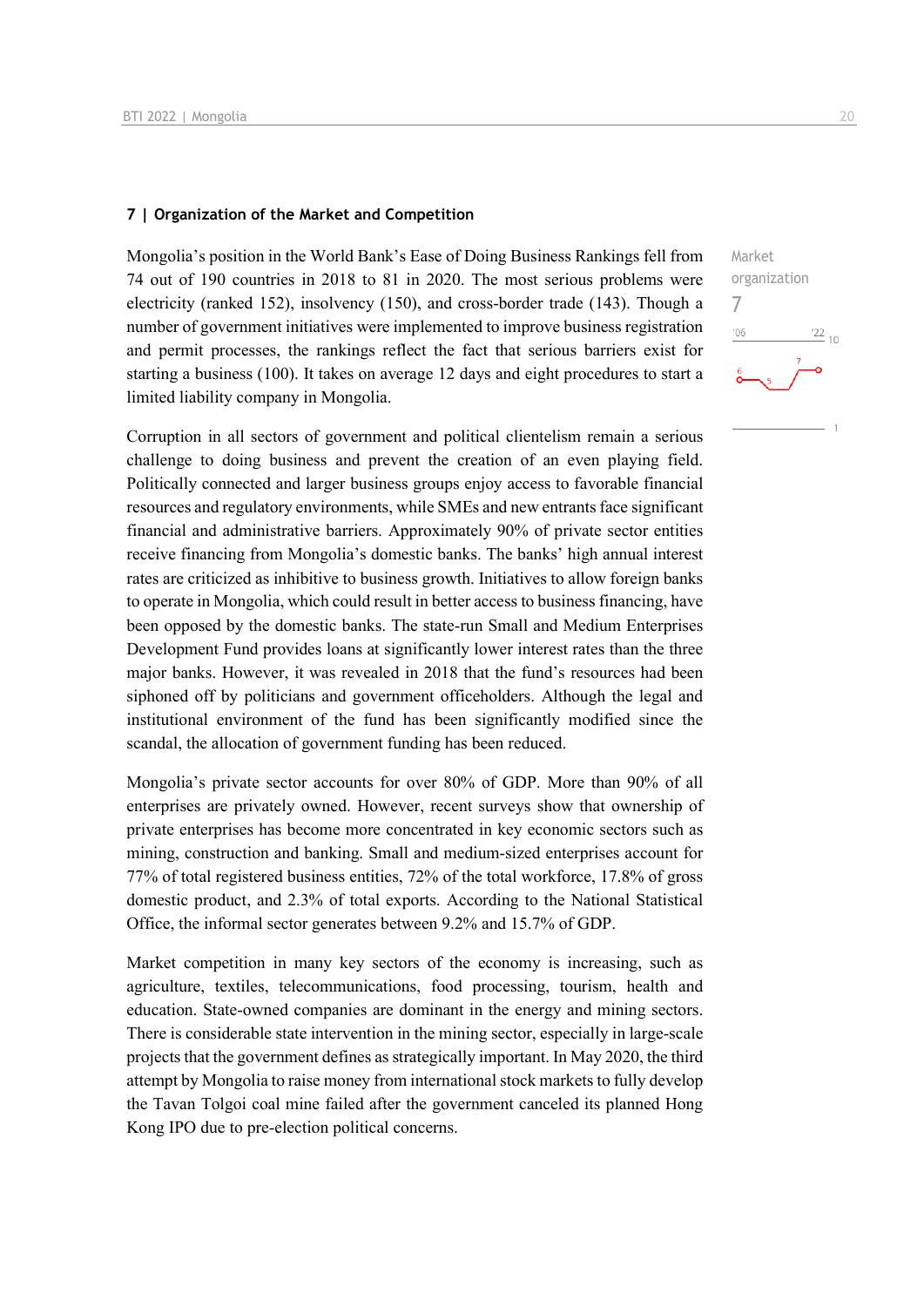## 7 | Organization of the Market and Competition

Market organization

7

Mongolia's position in the World Bank's Ease of Doing Business Rankings fell from 74 out of 190 countries in 2018 to 81 in 2020. The most serious problems were electricity (ranked 152), insolvency (150), and cross-border trade (143). Though a number of government initiatives were implemented to improve business registration and permit processes, the rankings reflect the fact that serious barriers exist for starting a business (100). It takes on average 12 days and eight procedures to start a limited liability company in Mongolia.

Corruption in all sectors of government and political clientelism remain a serious challenge to doing business and prevent the creation of an even playing field. Politically connected and larger business groups enjoy access to favorable financial resources and regulatory environments, while SMEs and new entrants face significant financial and administrative barriers. Approximately 90% of private sector entities receive financing from Mongolia's domestic banks. The banks' high annual interest rates are criticized as inhibitive to business growth. Initiatives to allow foreign banks to operate in Mongolia, which could result in better access to business financing, have been opposed by the domestic banks. The state-run Small and Medium Enterprises Development Fund provides loans at significantly lower interest rates than the three major banks. However, it was revealed in 2018 that the fund's resources had been siphoned off by politicians and government officeholders. Although the legal and institutional environment of the fund has been significantly modified since the scandal, the allocation of government funding has been reduced.

Mongolia's private sector accounts for over 80% of GDP. More than 90% of all enterprises are privately owned. However, recent surveys show that ownership of private enterprises has become more concentrated in key economic sectors such as mining, construction and banking. Small and medium-sized enterprises account for 77% of total registered business entities, 72% of the total workforce, 17.8% of gross domestic product, and 2.3% of total exports. According to the National Statistical Office, the informal sector generates between 9.2% and 15.7% of GDP.

Market competition in many key sectors of the economy is increasing, such as agriculture, textiles, telecommunications, food processing, tourism, health and education. State-owned companies are dominant in the energy and mining sectors. There is considerable state intervention in the mining sector, especially in large-scale projects that the government defines as strategically important. In May 2020, the third attempt by Mongolia to raise money from international stock markets to fully develop the Tavan Tolgoi coal mine failed after the government canceled its planned Hong Kong IPO due to pre-election political concerns.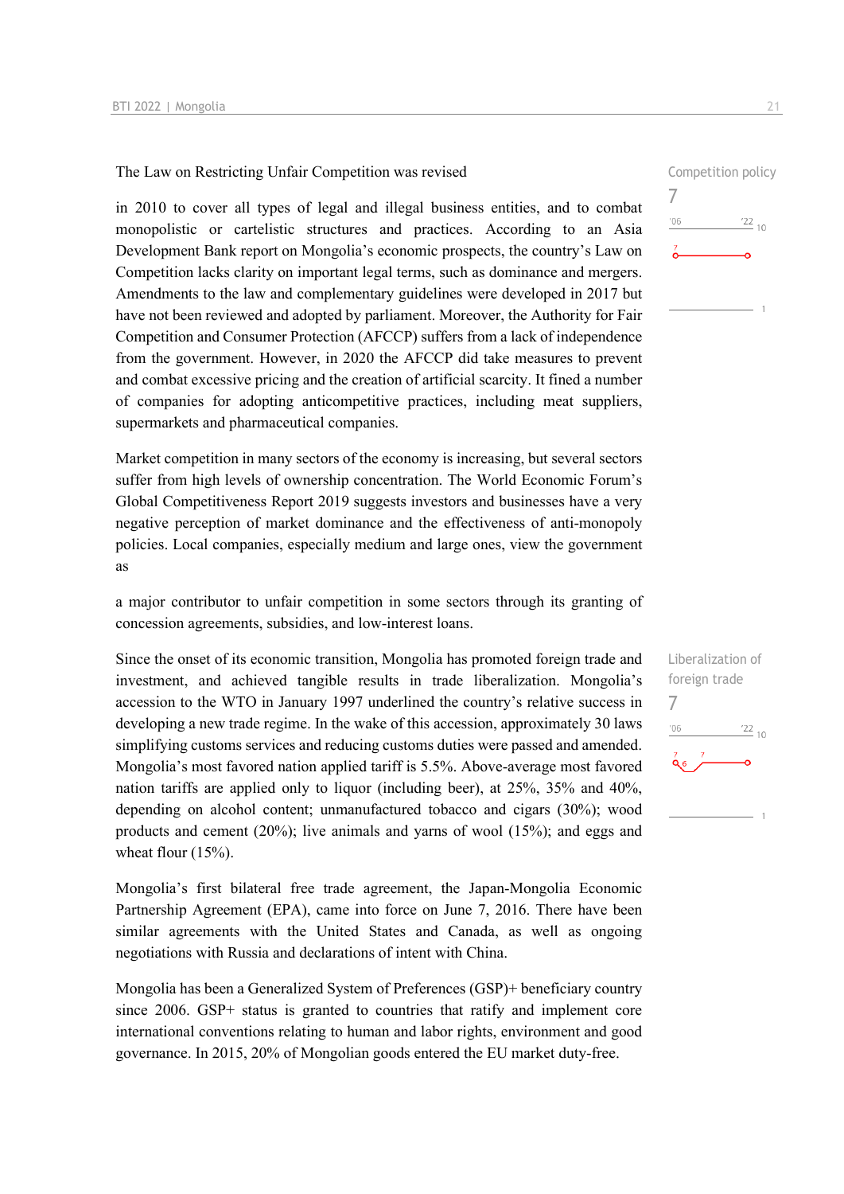The Law on Restricting Unfair Competition was revised in 2010 to cover all types of legal and illegal business entities, and to combat monopolistic or cartelistic structures and practices. According to an Asia Development Bank report on Mongolia's economic prospects, the country's Law on Competition lacks clarity on important legal terms, such as dominance and mergers. Amendments to the law and complementary guidelines were developed in 2017 but have not been reviewed and adopted by parliament. Moreover, the Authority for Fair Competition and Consumer Protection (AFCCP) suffers from a lack of independence from the government. However, in 2020 the AFCCP did take measures to prevent and combat excessive pricing and the creation of artificial scarcity. It fined a number of companies for adopting anticompetitive practices, including meat suppliers, supermarkets and pharmaceutical companies.

Competition policy
7

Market competition in many sectors of the economy is increasing, but several sectors suffer from high levels of ownership concentration. The World Economic Forum's Global Competitiveness Report 2019 suggests investors and businesses have a very negative perception of market dominance and the effectiveness of anti-monopoly policies. Local companies, especially medium and large ones, view the government as a major contributor to unfair competition in some sectors through its granting of concession agreements, subsidies, and low-interest loans.

Since the onset of its economic transition, Mongolia has promoted foreign trade and investment, and achieved tangible results in trade liberalization. Mongolia's accession to the WTO in January 1997 underlined the country's relative success in developing a new trade regime. In the wake of this accession, approximately 30 laws simplifying customs services and reducing customs duties were passed and amended. Mongolia's most favored nation applied tariff is 5.5%. Above-average most favored nation tariffs are applied only to liquor (including beer), at 25%, 35% and 40%, depending on alcohol content; unmanufactured tobacco and cigars (30%); wood products and cement (20%); live animals and yarns of wool (15%); and eggs and wheat flour (15%).

Liberalization of foreign trade
7

Mongolia's first bilateral free trade agreement, the Japan-Mongolia Economic Partnership Agreement (EPA), came into force on June 7, 2016. There have been similar agreements with the United States and Canada, as well as ongoing negotiations with Russia and declarations of intent with China.

Mongolia has been a Generalized System of Preferences (GSP)+ beneficiary country since 2006. GSP+ status is granted to countries that ratify and implement core international conventions relating to human and labor rights, environment and good governance. In 2015, 20% of Mongolian goods entered the EU market duty-free.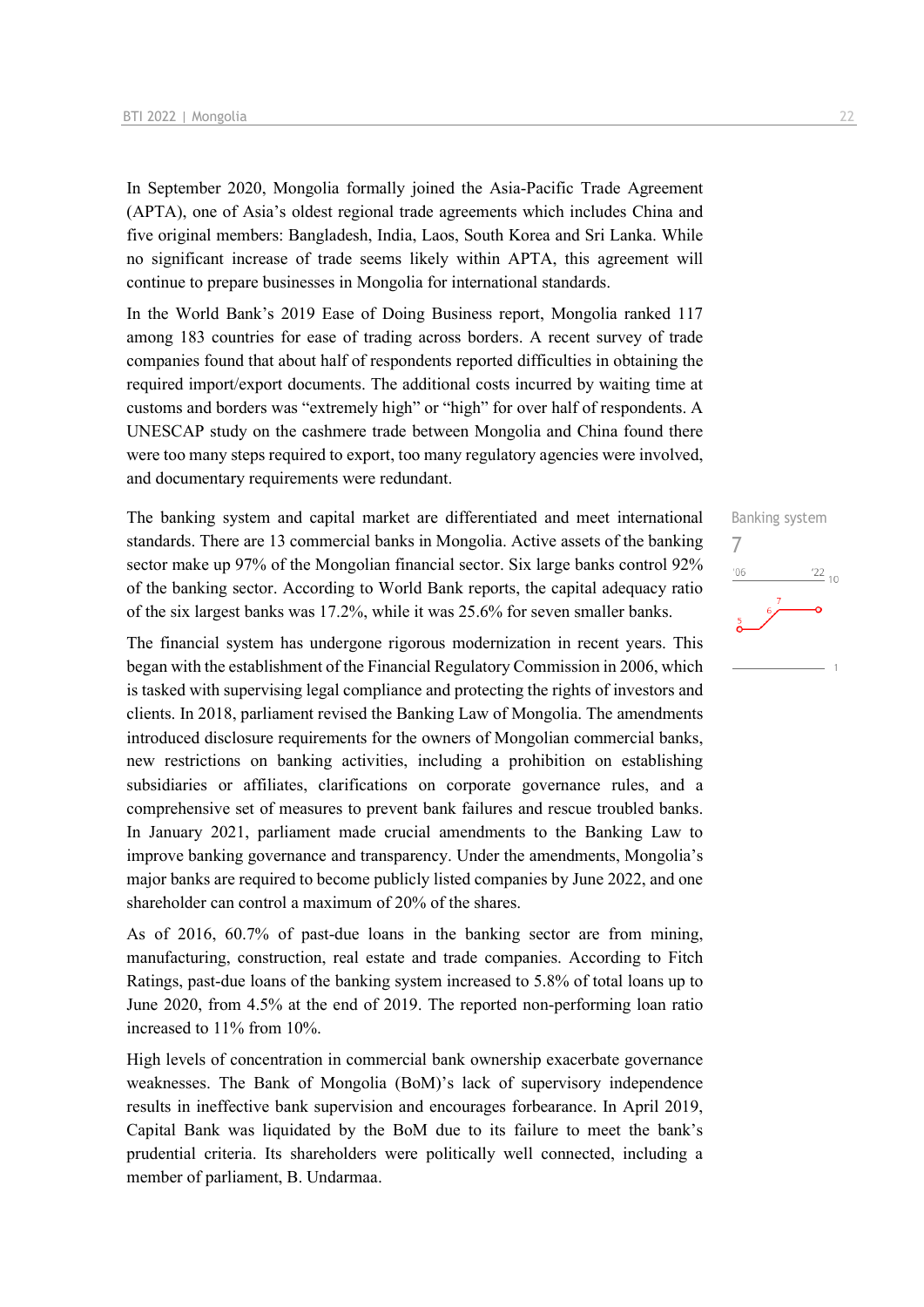In September 2020, Mongolia formally joined the Asia-Pacific Trade Agreement (APTA), one of Asia's oldest regional trade agreements which includes China and five original members: Bangladesh, India, Laos, South Korea and Sri Lanka. While no significant increase of trade seems likely within APTA, this agreement will continue to prepare businesses in Mongolia for international standards.

In the World Bank's 2019 Ease of Doing Business report, Mongolia ranked 117 among 183 countries for ease of trading across borders. A recent survey of trade companies found that about half of respondents reported difficulties in obtaining the required import/export documents. The additional costs incurred by waiting time at customs and borders was "extremely high" or "high" for over half of respondents. A UNESCAP study on the cashmere trade between Mongolia and China found there were too many steps required to export, too many regulatory agencies were involved, and documentary requirements were redundant.

Banking system

7

The banking system and capital market are differentiated and meet international standards. There are 13 commercial banks in Mongolia. Active assets of the banking sector make up 97% of the Mongolian financial sector. Six large banks control 92% of the banking sector. According to World Bank reports, the capital adequacy ratio of the six largest banks was 17.2%, while it was 25.6% for seven smaller banks.

The financial system has undergone rigorous modernization in recent years. This began with the establishment of the Financial Regulatory Commission in 2006, which is tasked with supervising legal compliance and protecting the rights of investors and clients. In 2018, parliament revised the Banking Law of Mongolia. The amendments introduced disclosure requirements for the owners of Mongolian commercial banks, new restrictions on banking activities, including a prohibition on establishing subsidiaries or affiliates, clarifications on corporate governance rules, and a comprehensive set of measures to prevent bank failures and rescue troubled banks. In January 2021, parliament made crucial amendments to the Banking Law to improve banking governance and transparency. Under the amendments, Mongolia's major banks are required to become publicly listed companies by June 2022, and one shareholder can control a maximum of 20% of the shares.

As of 2016, 60.7% of past-due loans in the banking sector are from mining, manufacturing, construction, real estate and trade companies. According to Fitch Ratings, past-due loans of the banking system increased to 5.8% of total loans up to June 2020, from 4.5% at the end of 2019. The reported non-performing loan ratio increased to 11% from 10%.

High levels of concentration in commercial bank ownership exacerbate governance weaknesses. The Bank of Mongolia (BoM)'s lack of supervisory independence results in ineffective bank supervision and encourages forbearance. In April 2019, Capital Bank was liquidated by the BoM due to its failure to meet the bank's prudential criteria. Its shareholders were politically well connected, including a member of parliament, B. Undarmaa.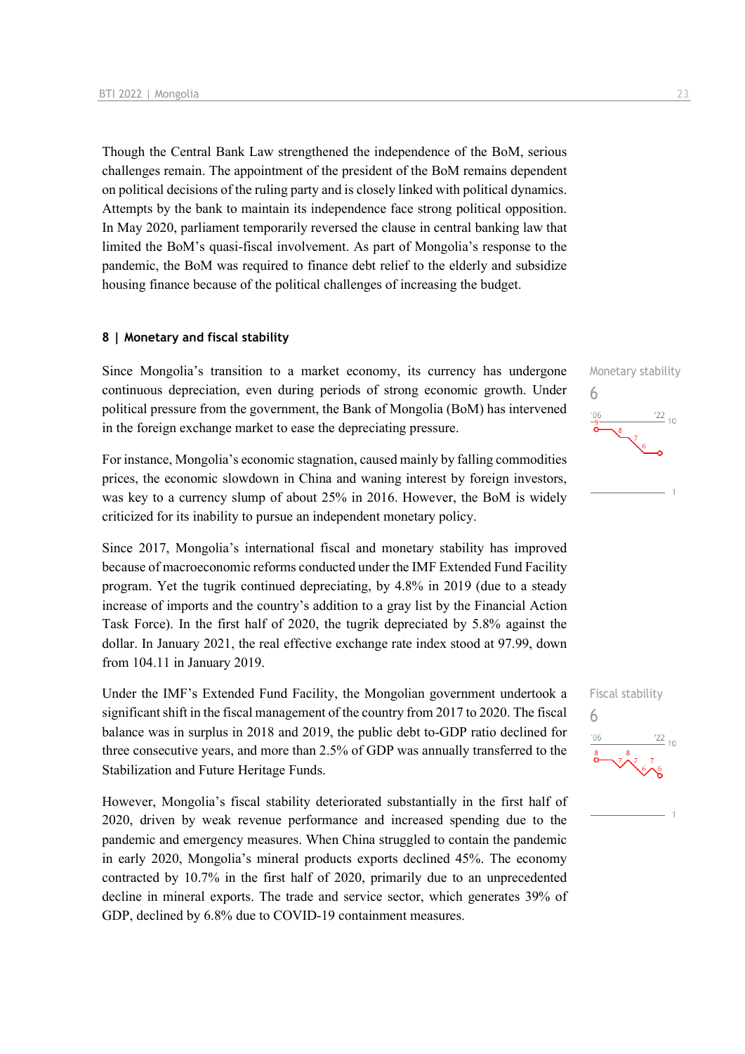Though the Central Bank Law strengthened the independence of the BoM, serious challenges remain. The appointment of the president of the BoM remains dependent on political decisions of the ruling party and is closely linked with political dynamics. Attempts by the bank to maintain its independence face strong political opposition. In May 2020, parliament temporarily reversed the clause in central banking law that limited the BoM's quasi-fiscal involvement. As part of Mongolia's response to the pandemic, the BoM was required to finance debt relief to the elderly and subsidize housing finance because of the political challenges of increasing the budget.

## 8 | Monetary and fiscal stability

Monetary stability
6

Since Mongolia's transition to a market economy, its currency has undergone continuous depreciation, even during periods of strong economic growth. Under political pressure from the government, the Bank of Mongolia (BoM) has intervened in the foreign exchange market to ease the depreciating pressure.

For instance, Mongolia's economic stagnation, caused mainly by falling commodities prices, the economic slowdown in China and waning interest by foreign investors, was key to a currency slump of about 25% in 2016. However, the BoM is widely criticized for its inability to pursue an independent monetary policy.

Since 2017, Mongolia's international fiscal and monetary stability has improved because of macroeconomic reforms conducted under the IMF Extended Fund Facility program. Yet the tugrik continued depreciating, by 4.8% in 2019 (due to a steady increase of imports and the country's addition to a gray list by the Financial Action Task Force). In the first half of 2020, the tugrik depreciated by 5.8% against the dollar. In January 2021, the real effective exchange rate index stood at 97.99, down from 104.11 in January 2019.

Fiscal stability
6

Under the IMF's Extended Fund Facility, the Mongolian government undertook a significant shift in the fiscal management of the country from 2017 to 2020. The fiscal balance was in surplus in 2018 and 2019, the public debt to-GDP ratio declined for three consecutive years, and more than 2.5% of GDP was annually transferred to the Stabilization and Future Heritage Funds.

However, Mongolia's fiscal stability deteriorated substantially in the first half of 2020, driven by weak revenue performance and increased spending due to the pandemic and emergency measures. When China struggled to contain the pandemic in early 2020, Mongolia's mineral products exports declined 45%. The economy contracted by 10.7% in the first half of 2020, primarily due to an unprecedented decline in mineral exports. The trade and service sector, which generates 39% of GDP, declined by 6.8% due to COVID-19 containment measures.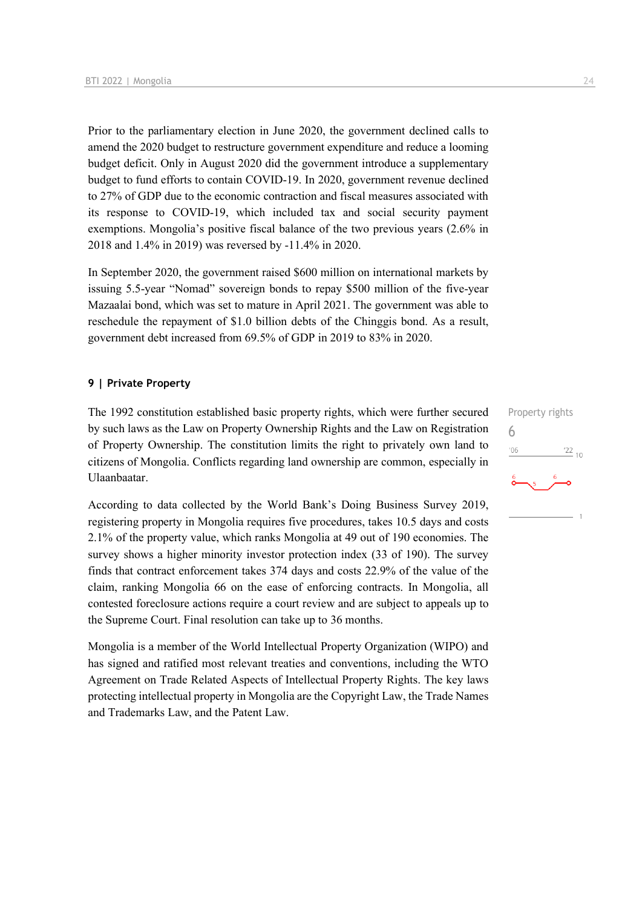Prior to the parliamentary election in June 2020, the government declined calls to amend the 2020 budget to restructure government expenditure and reduce a looming budget deficit. Only in August 2020 did the government introduce a supplementary budget to fund efforts to contain COVID-19. In 2020, government revenue declined to 27% of GDP due to the economic contraction and fiscal measures associated with its response to COVID-19, which included tax and social security payment exemptions. Mongolia's positive fiscal balance of the two previous years (2.6% in 2018 and 1.4% in 2019) was reversed by -11.4% in 2020.

In September 2020, the government raised $600 million on international markets by issuing 5.5-year "Nomad" sovereign bonds to repay $500 million of the five-year Mazaalai bond, which was set to mature in April 2021. The government was able to reschedule the repayment of $1.0 billion debts of the Chinggis bond. As a result, government debt increased from 69.5% of GDP in 2019 to 83% in 2020.

## 9 | Private Property

Property rights
6

The 1992 constitution established basic property rights, which were further secured by such laws as the Law on Property Ownership Rights and the Law on Registration of Property Ownership. The constitution limits the right to privately own land to citizens of Mongolia. Conflicts regarding land ownership are common, especially in Ulaanbaatar.

According to data collected by the World Bank's Doing Business Survey 2019, registering property in Mongolia requires five procedures, takes 10.5 days and costs 2.1% of the property value, which ranks Mongolia at 49 out of 190 economies. The survey shows a higher minority investor protection index (33 of 190). The survey finds that contract enforcement takes 374 days and costs 22.9% of the value of the claim, ranking Mongolia 66 on the ease of enforcing contracts. In Mongolia, all contested foreclosure actions require a court review and are subject to appeals up to the Supreme Court. Final resolution can take up to 36 months.

Mongolia is a member of the World Intellectual Property Organization (WIPO) and has signed and ratified most relevant treaties and conventions, including the WTO Agreement on Trade Related Aspects of Intellectual Property Rights. The key laws protecting intellectual property in Mongolia are the Copyright Law, the Trade Names and Trademarks Law, and the Patent Law.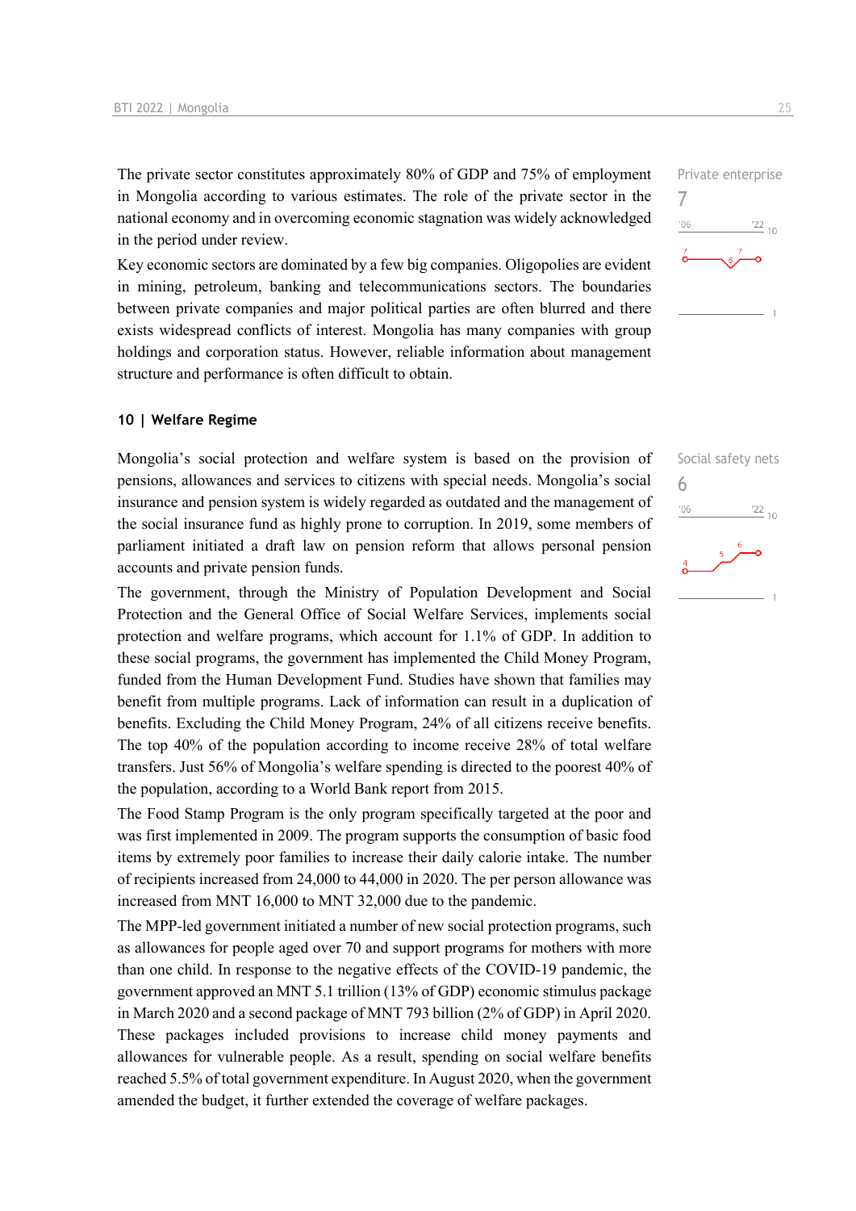The private sector constitutes approximately 80% of GDP and 75% of employment in Mongolia according to various estimates. The role of the private sector in the national economy and in overcoming economic stagnation was widely acknowledged in the period under review.

Private enterprise
7

Key economic sectors are dominated by a few big companies. Oligopolies are evident in mining, petroleum, banking and telecommunications sectors. The boundaries between private companies and major political parties are often blurred and there exists widespread conflicts of interest. Mongolia has many companies with group holdings and corporation status. However, reliable information about management structure and performance is often difficult to obtain.

## 10 | Welfare Regime

Mongolia's social protection and welfare system is based on the provision of pensions, allowances and services to citizens with special needs. Mongolia's social insurance and pension system is widely regarded as outdated and the management of the social insurance fund as highly prone to corruption. In 2019, some members of parliament initiated a draft law on pension reform that allows personal pension accounts and private pension funds.

Social safety nets
6

The government, through the Ministry of Population Development and Social Protection and the General Office of Social Welfare Services, implements social protection and welfare programs, which account for 1.1% of GDP. In addition to these social programs, the government has implemented the Child Money Program, funded from the Human Development Fund. Studies have shown that families may benefit from multiple programs. Lack of information can result in a duplication of benefits. Excluding the Child Money Program, 24% of all citizens receive benefits. The top 40% of the population according to income receive 28% of total welfare transfers. Just 56% of Mongolia's welfare spending is directed to the poorest 40% of the population, according to a World Bank report from 2015.

The Food Stamp Program is the only program specifically targeted at the poor and was first implemented in 2009. The program supports the consumption of basic food items by extremely poor families to increase their daily calorie intake. The number of recipients increased from 24,000 to 44,000 in 2020. The per person allowance was increased from MNT 16,000 to MNT 32,000 due to the pandemic.

The MPP-led government initiated a number of new social protection programs, such as allowances for people aged over 70 and support programs for mothers with more than one child. In response to the negative effects of the COVID-19 pandemic, the government approved an MNT 5.1 trillion (13% of GDP) economic stimulus package in March 2020 and a second package of MNT 793 billion (2% of GDP) in April 2020. These packages included provisions to increase child money payments and allowances for vulnerable people. As a result, spending on social welfare benefits reached 5.5% of total government expenditure. In August 2020, when the government amended the budget, it further extended the coverage of welfare packages.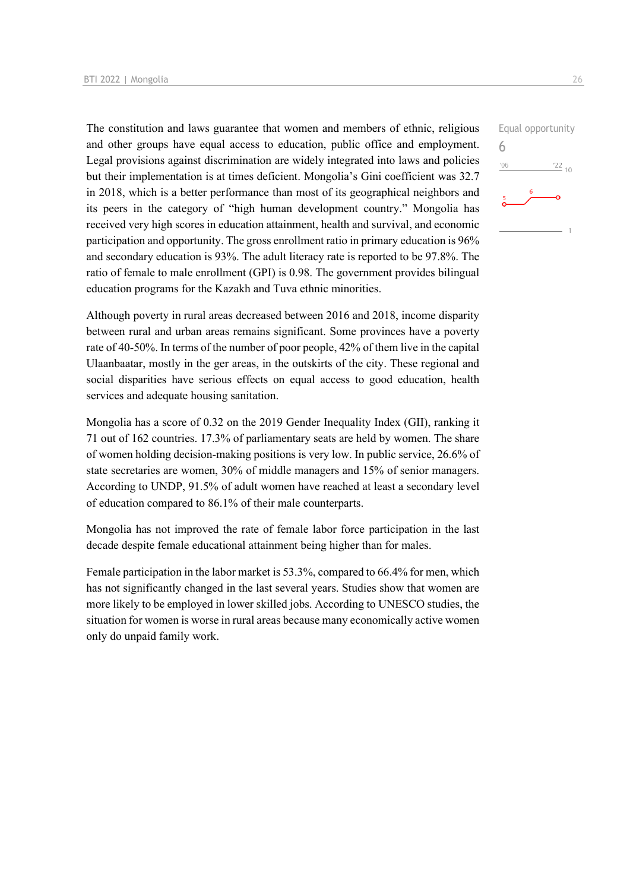Equal opportunity

6

The constitution and laws guarantee that women and members of ethnic, religious and other groups have equal access to education, public office and employment. Legal provisions against discrimination are widely integrated into laws and policies but their implementation is at times deficient. Mongolia's Gini coefficient was 32.7 in 2018, which is a better performance than most of its geographical neighbors and its peers in the category of "high human development country." Mongolia has received very high scores in education attainment, health and survival, and economic participation and opportunity. The gross enrollment ratio in primary education is 96% and secondary education is 93%. The adult literacy rate is reported to be 97.8%. The ratio of female to male enrollment (GPI) is 0.98. The government provides bilingual education programs for the Kazakh and Tuva ethnic minorities.

Although poverty in rural areas decreased between 2016 and 2018, income disparity between rural and urban areas remains significant. Some provinces have a poverty rate of 40-50%. In terms of the number of poor people, 42% of them live in the capital Ulaanbaatar, mostly in the ger areas, in the outskirts of the city. These regional and social disparities have serious effects on equal access to good education, health services and adequate housing sanitation.

Mongolia has a score of 0.32 on the 2019 Gender Inequality Index (GII), ranking it 71 out of 162 countries. 17.3% of parliamentary seats are held by women. The share of women holding decision-making positions is very low. In public service, 26.6% of state secretaries are women, 30% of middle managers and 15% of senior managers. According to UNDP, 91.5% of adult women have reached at least a secondary level of education compared to 86.1% of their male counterparts.

Mongolia has not improved the rate of female labor force participation in the last decade despite female educational attainment being higher than for males.

Female participation in the labor market is 53.3%, compared to 66.4% for men, which has not significantly changed in the last several years. Studies show that women are more likely to be employed in lower skilled jobs. According to UNESCO studies, the situation for women is worse in rural areas because many economically active women only do unpaid family work.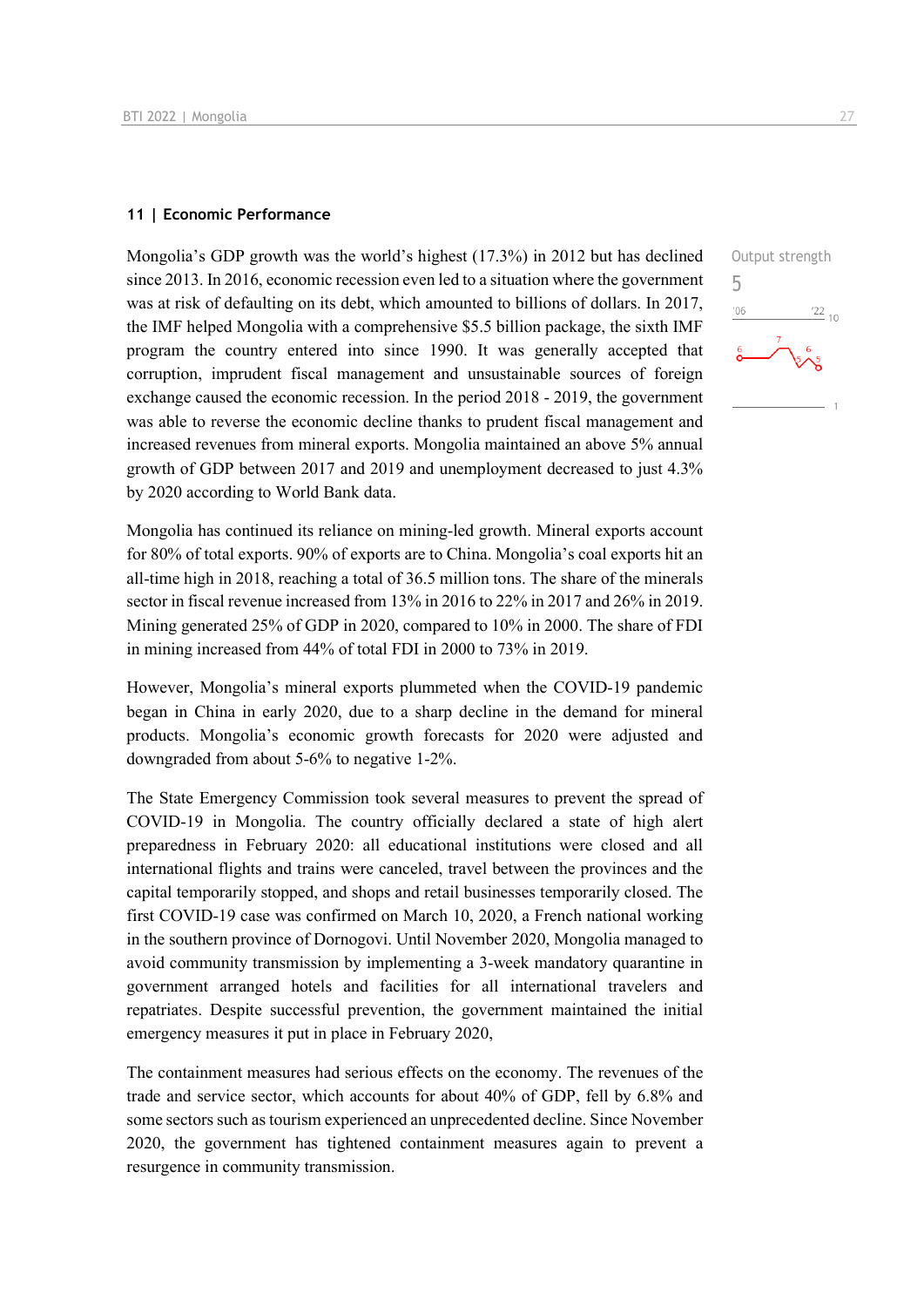## 11 | Economic Performance

Output strength

5

Mongolia's GDP growth was the world's highest (17.3%) in 2012 but has declined since 2013. In 2016, economic recession even led to a situation where the government was at risk of defaulting on its debt, which amounted to billions of dollars. In 2017, the IMF helped Mongolia with a comprehensive $5.5 billion package, the sixth IMF program the country entered into since 1990. It was generally accepted that corruption, imprudent fiscal management and unsustainable sources of foreign exchange caused the economic recession. In the period 2018 - 2019, the government was able to reverse the economic decline thanks to prudent fiscal management and increased revenues from mineral exports. Mongolia maintained an above 5% annual growth of GDP between 2017 and 2019 and unemployment decreased to just 4.3% by 2020 according to World Bank data.

Mongolia has continued its reliance on mining-led growth. Mineral exports account for 80% of total exports. 90% of exports are to China. Mongolia's coal exports hit an all-time high in 2018, reaching a total of 36.5 million tons. The share of the minerals sector in fiscal revenue increased from 13% in 2016 to 22% in 2017 and 26% in 2019. Mining generated 25% of GDP in 2020, compared to 10% in 2000. The share of FDI in mining increased from 44% of total FDI in 2000 to 73% in 2019.

However, Mongolia's mineral exports plummeted when the COVID-19 pandemic began in China in early 2020, due to a sharp decline in the demand for mineral products. Mongolia's economic growth forecasts for 2020 were adjusted and downgraded from about 5-6% to negative 1-2%.

The State Emergency Commission took several measures to prevent the spread of COVID-19 in Mongolia. The country officially declared a state of high alert preparedness in February 2020: all educational institutions were closed and all international flights and trains were canceled, travel between the provinces and the capital temporarily stopped, and shops and retail businesses temporarily closed. The first COVID-19 case was confirmed on March 10, 2020, a French national working in the southern province of Dornogovi. Until November 2020, Mongolia managed to avoid community transmission by implementing a 3-week mandatory quarantine in government arranged hotels and facilities for all international travelers and repatriates. Despite successful prevention, the government maintained the initial emergency measures it put in place in February 2020,

The containment measures had serious effects on the economy. The revenues of the trade and service sector, which accounts for about 40% of GDP, fell by 6.8% and some sectors such as tourism experienced an unprecedented decline. Since November 2020, the government has tightened containment measures again to prevent a resurgence in community transmission.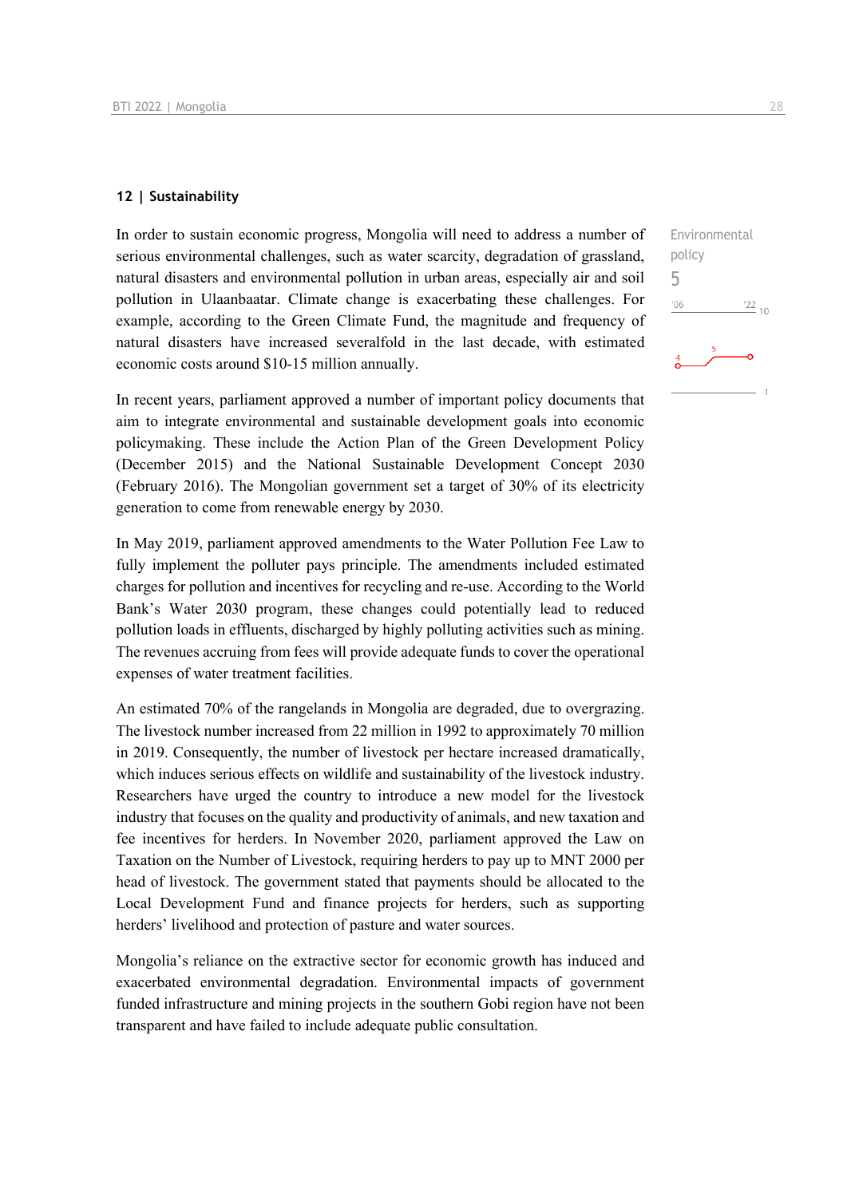## 12 | Sustainability

Environmental policy

5

In order to sustain economic progress, Mongolia will need to address a number of serious environmental challenges, such as water scarcity, degradation of grassland, natural disasters and environmental pollution in urban areas, especially air and soil pollution in Ulaanbaatar. Climate change is exacerbating these challenges. For example, according to the Green Climate Fund, the magnitude and frequency of natural disasters have increased severalfold in the last decade, with estimated economic costs around $10-15 million annually.

In recent years, parliament approved a number of important policy documents that aim to integrate environmental and sustainable development goals into economic policymaking. These include the Action Plan of the Green Development Policy (December 2015) and the National Sustainable Development Concept 2030 (February 2016). The Mongolian government set a target of 30% of its electricity generation to come from renewable energy by 2030.

In May 2019, parliament approved amendments to the Water Pollution Fee Law to fully implement the polluter pays principle. The amendments included estimated charges for pollution and incentives for recycling and re-use. According to the World Bank's Water 2030 program, these changes could potentially lead to reduced pollution loads in effluents, discharged by highly polluting activities such as mining. The revenues accruing from fees will provide adequate funds to cover the operational expenses of water treatment facilities.

An estimated 70% of the rangelands in Mongolia are degraded, due to overgrazing. The livestock number increased from 22 million in 1992 to approximately 70 million in 2019. Consequently, the number of livestock per hectare increased dramatically, which induces serious effects on wildlife and sustainability of the livestock industry. Researchers have urged the country to introduce a new model for the livestock industry that focuses on the quality and productivity of animals, and new taxation and fee incentives for herders. In November 2020, parliament approved the Law on Taxation on the Number of Livestock, requiring herders to pay up to MNT 2000 per head of livestock. The government stated that payments should be allocated to the Local Development Fund and finance projects for herders, such as supporting herders' livelihood and protection of pasture and water sources.

Mongolia's reliance on the extractive sector for economic growth has induced and exacerbated environmental degradation. Environmental impacts of government funded infrastructure and mining projects in the southern Gobi region have not been transparent and have failed to include adequate public consultation.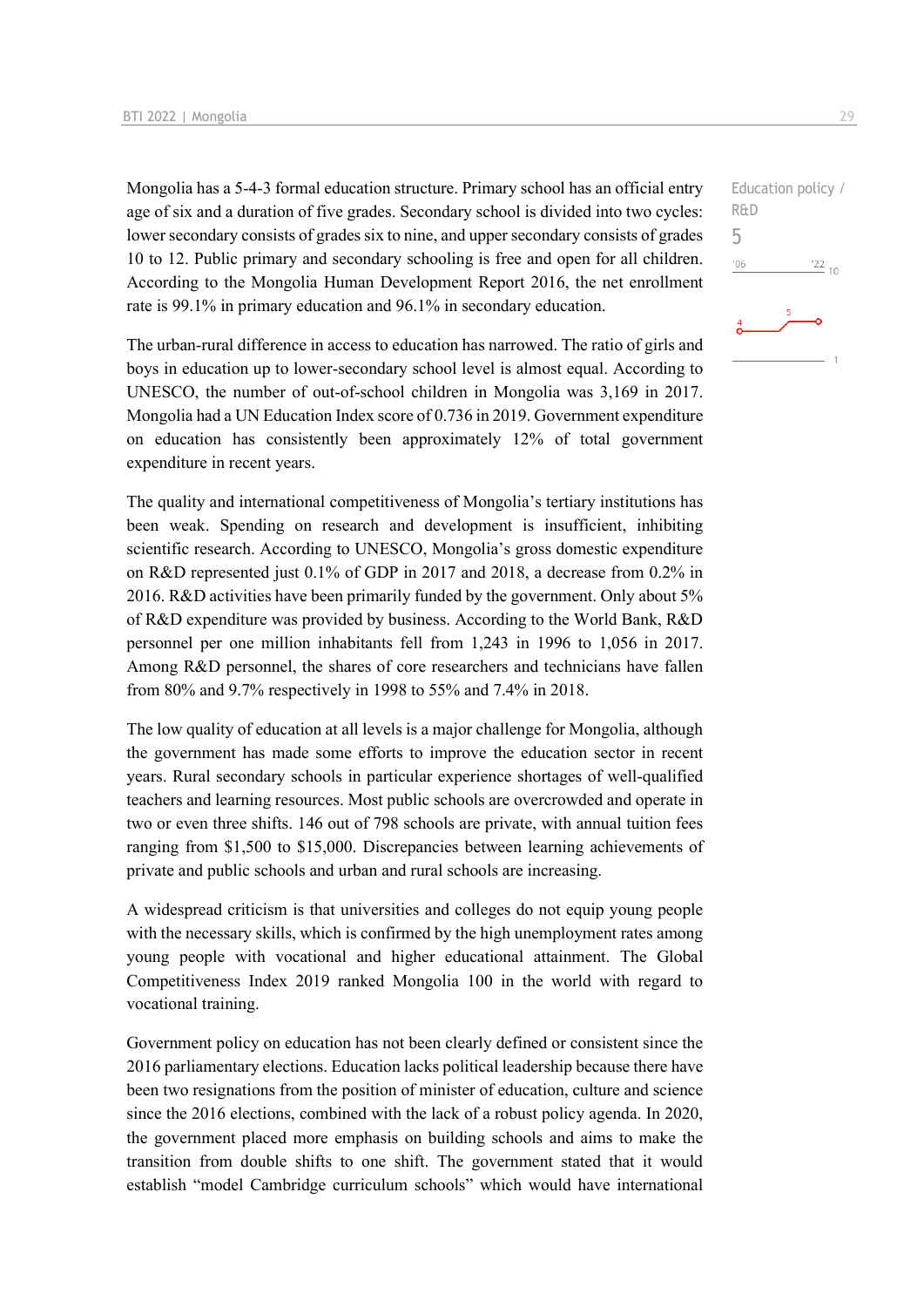Mongolia has a 5-4-3 formal education structure. Primary school has an official entry age of six and a duration of five grades. Secondary school is divided into two cycles: lower secondary consists of grades six to nine, and upper secondary consists of grades 10 to 12. Public primary and secondary schooling is free and open for all children. According to the Mongolia Human Development Report 2016, the net enrollment rate is 99.1% in primary education and 96.1% in secondary education.

Education policy / R&D

5

The urban-rural difference in access to education has narrowed. The ratio of girls and boys in education up to lower-secondary school level is almost equal. According to UNESCO, the number of out-of-school children in Mongolia was 3,169 in 2017. Mongolia had a UN Education Index score of 0.736 in 2019. Government expenditure on education has consistently been approximately 12% of total government expenditure in recent years.

The quality and international competitiveness of Mongolia's tertiary institutions has been weak. Spending on research and development is insufficient, inhibiting scientific research. According to UNESCO, Mongolia's gross domestic expenditure on R&D represented just 0.1% of GDP in 2017 and 2018, a decrease from 0.2% in 2016. R&D activities have been primarily funded by the government. Only about 5% of R&D expenditure was provided by business. According to the World Bank, R&D personnel per one million inhabitants fell from 1,243 in 1996 to 1,056 in 2017. Among R&D personnel, the shares of core researchers and technicians have fallen from 80% and 9.7% respectively in 1998 to 55% and 7.4% in 2018.

The low quality of education at all levels is a major challenge for Mongolia, although the government has made some efforts to improve the education sector in recent years. Rural secondary schools in particular experience shortages of well-qualified teachers and learning resources. Most public schools are overcrowded and operate in two or even three shifts. 146 out of 798 schools are private, with annual tuition fees ranging from $1,500 to $15,000. Discrepancies between learning achievements of private and public schools and urban and rural schools are increasing.

A widespread criticism is that universities and colleges do not equip young people with the necessary skills, which is confirmed by the high unemployment rates among young people with vocational and higher educational attainment. The Global Competitiveness Index 2019 ranked Mongolia 100 in the world with regard to vocational training.

Government policy on education has not been clearly defined or consistent since the 2016 parliamentary elections. Education lacks political leadership because there have been two resignations from the position of minister of education, culture and science since the 2016 elections, combined with the lack of a robust policy agenda. In 2020, the government placed more emphasis on building schools and aims to make the transition from double shifts to one shift. The government stated that it would establish "model Cambridge curriculum schools" which would have international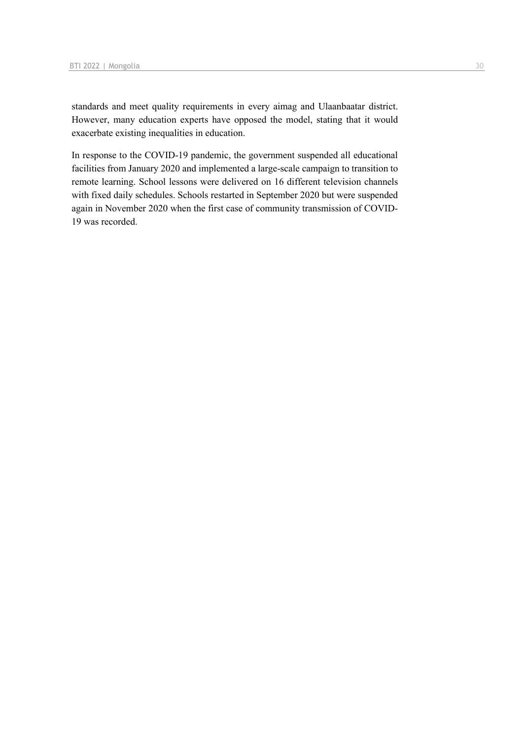standards and meet quality requirements in every aimag and Ulaanbaatar district. However, many education experts have opposed the model, stating that it would exacerbate existing inequalities in education.

In response to the COVID-19 pandemic, the government suspended all educational facilities from January 2020 and implemented a large-scale campaign to transition to remote learning. School lessons were delivered on 16 different television channels with fixed daily schedules. Schools restarted in September 2020 but were suspended again in November 2020 when the first case of community transmission of COVID-19 was recorded.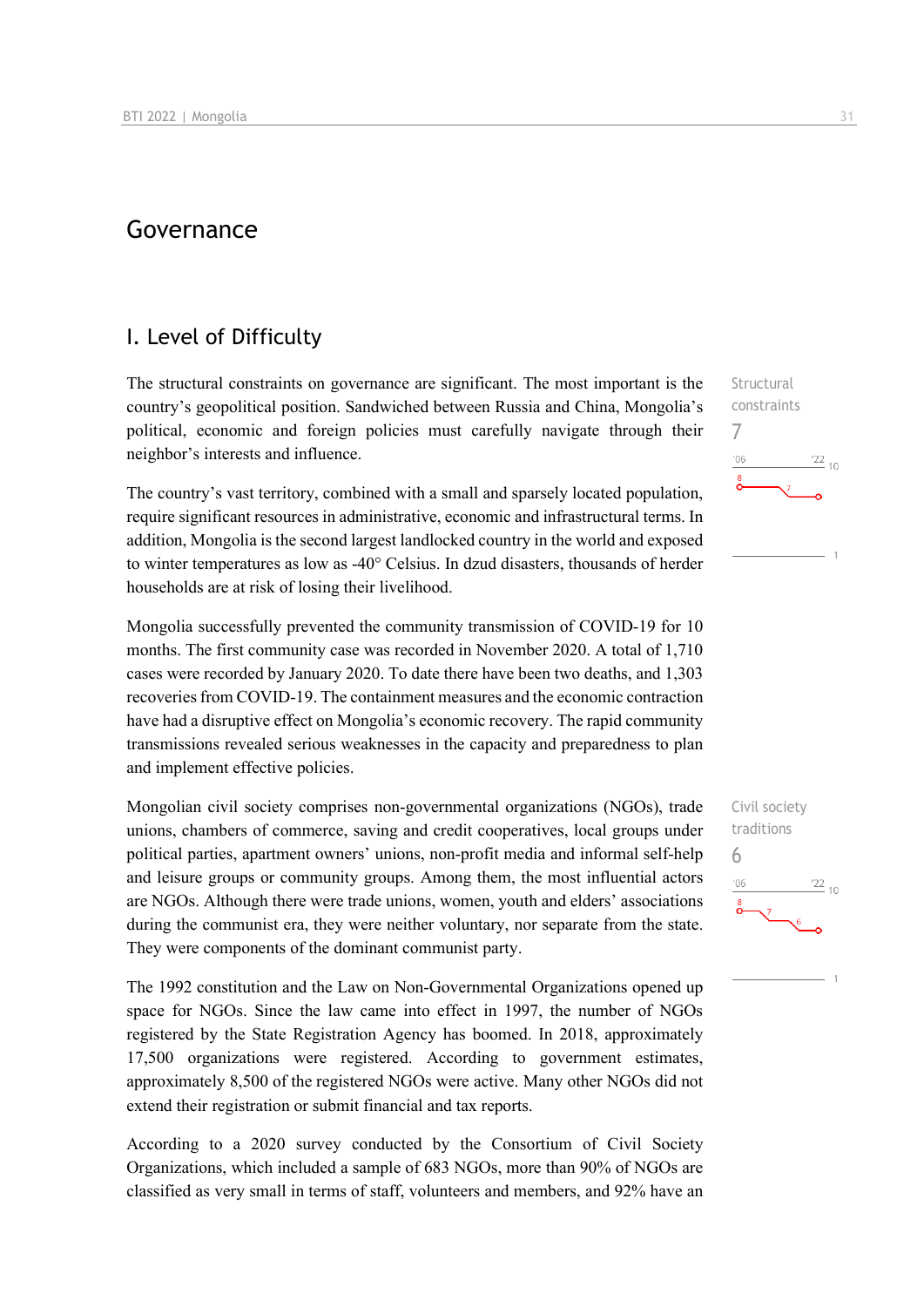# Governance

## I. Level of Difficulty

The structural constraints on governance are significant. The most important is the country's geopolitical position. Sandwiched between Russia and China, Mongolia's political, economic and foreign policies must carefully navigate through their neighbor's interests and influence.

Structural constraints
7

The country's vast territory, combined with a small and sparsely located population, require significant resources in administrative, economic and infrastructural terms. In addition, Mongolia is the second largest landlocked country in the world and exposed to winter temperatures as low as -40° Celsius. In dzud disasters, thousands of herder households are at risk of losing their livelihood.

Mongolia successfully prevented the community transmission of COVID-19 for 10 months. The first community case was recorded in November 2020. A total of 1,710 cases were recorded by January 2020. To date there have been two deaths, and 1,303 recoveries from COVID-19. The containment measures and the economic contraction have had a disruptive effect on Mongolia's economic recovery. The rapid community transmissions revealed serious weaknesses in the capacity and preparedness to plan and implement effective policies.

Mongolian civil society comprises non-governmental organizations (NGOs), trade unions, chambers of commerce, saving and credit cooperatives, local groups under political parties, apartment owners' unions, non-profit media and informal self-help and leisure groups or community groups. Among them, the most influential actors are NGOs. Although there were trade unions, women, youth and elders' associations during the communist era, they were neither voluntary, nor separate from the state. They were components of the dominant communist party.

Civil society traditions
6

The 1992 constitution and the Law on Non-Governmental Organizations opened up space for NGOs. Since the law came into effect in 1997, the number of NGOs registered by the State Registration Agency has boomed. In 2018, approximately 17,500 organizations were registered. According to government estimates, approximately 8,500 of the registered NGOs were active. Many other NGOs did not extend their registration or submit financial and tax reports.

According to a 2020 survey conducted by the Consortium of Civil Society Organizations, which included a sample of 683 NGOs, more than 90% of NGOs are classified as very small in terms of staff, volunteers and members, and 92% have an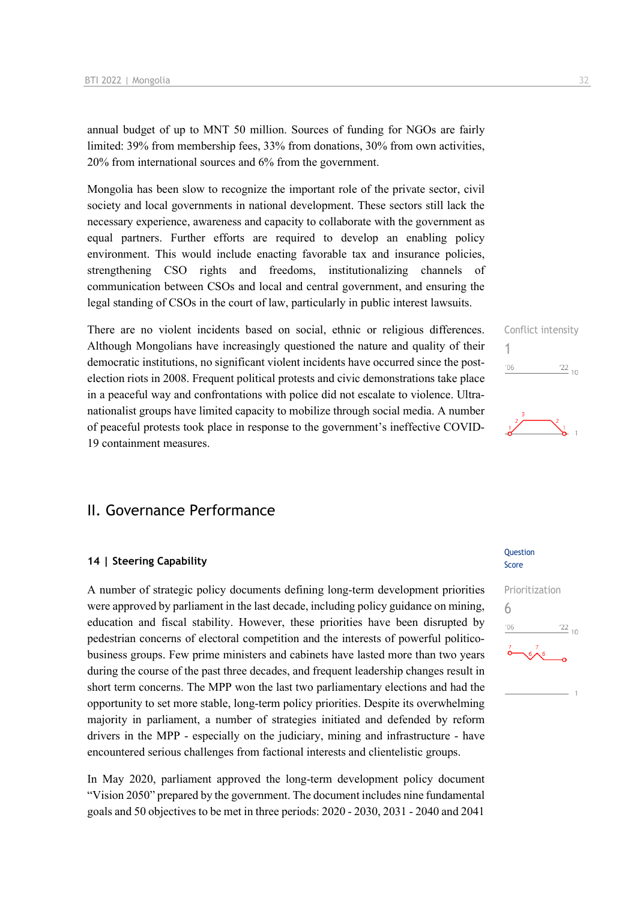annual budget of up to MNT 50 million. Sources of funding for NGOs are fairly limited: 39% from membership fees, 33% from donations, 30% from own activities, 20% from international sources and 6% from the government.

Mongolia has been slow to recognize the important role of the private sector, civil society and local governments in national development. These sectors still lack the necessary experience, awareness and capacity to collaborate with the government as equal partners. Further efforts are required to develop an enabling policy environment. This would include enacting favorable tax and insurance policies, strengthening CSO rights and freedoms, institutionalizing channels of communication between CSOs and local and central government, and ensuring the legal standing of CSOs in the court of law, particularly in public interest lawsuits.

Conflict intensity
1

There are no violent incidents based on social, ethnic or religious differences. Although Mongolians have increasingly questioned the nature and quality of their democratic institutions, no significant violent incidents have occurred since the post-election riots in 2008. Frequent political protests and civic demonstrations take place in a peaceful way and confrontations with police did not escalate to violence. Ultra-nationalist groups have limited capacity to mobilize through social media. A number of peaceful protests took place in response to the government's ineffective COVID-19 containment measures.

## II. Governance Performance

### 14 | Steering Capability

Prioritization
6

A number of strategic policy documents defining long-term development priorities were approved by parliament in the last decade, including policy guidance on mining, education and fiscal stability. However, these priorities have been disrupted by pedestrian concerns of electoral competition and the interests of powerful politico-business groups. Few prime ministers and cabinets have lasted more than two years during the course of the past three decades, and frequent leadership changes result in short term concerns. The MPP won the last two parliamentary elections and had the opportunity to set more stable, long-term policy priorities. Despite its overwhelming majority in parliament, a number of strategies initiated and defended by reform drivers in the MPP - especially on the judiciary, mining and infrastructure - have encountered serious challenges from factional interests and clientelistic groups.

In May 2020, parliament approved the long-term development policy document "Vision 2050" prepared by the government. The document includes nine fundamental goals and 50 objectives to be met in three periods: 2020 - 2030, 2031 - 2040 and 2041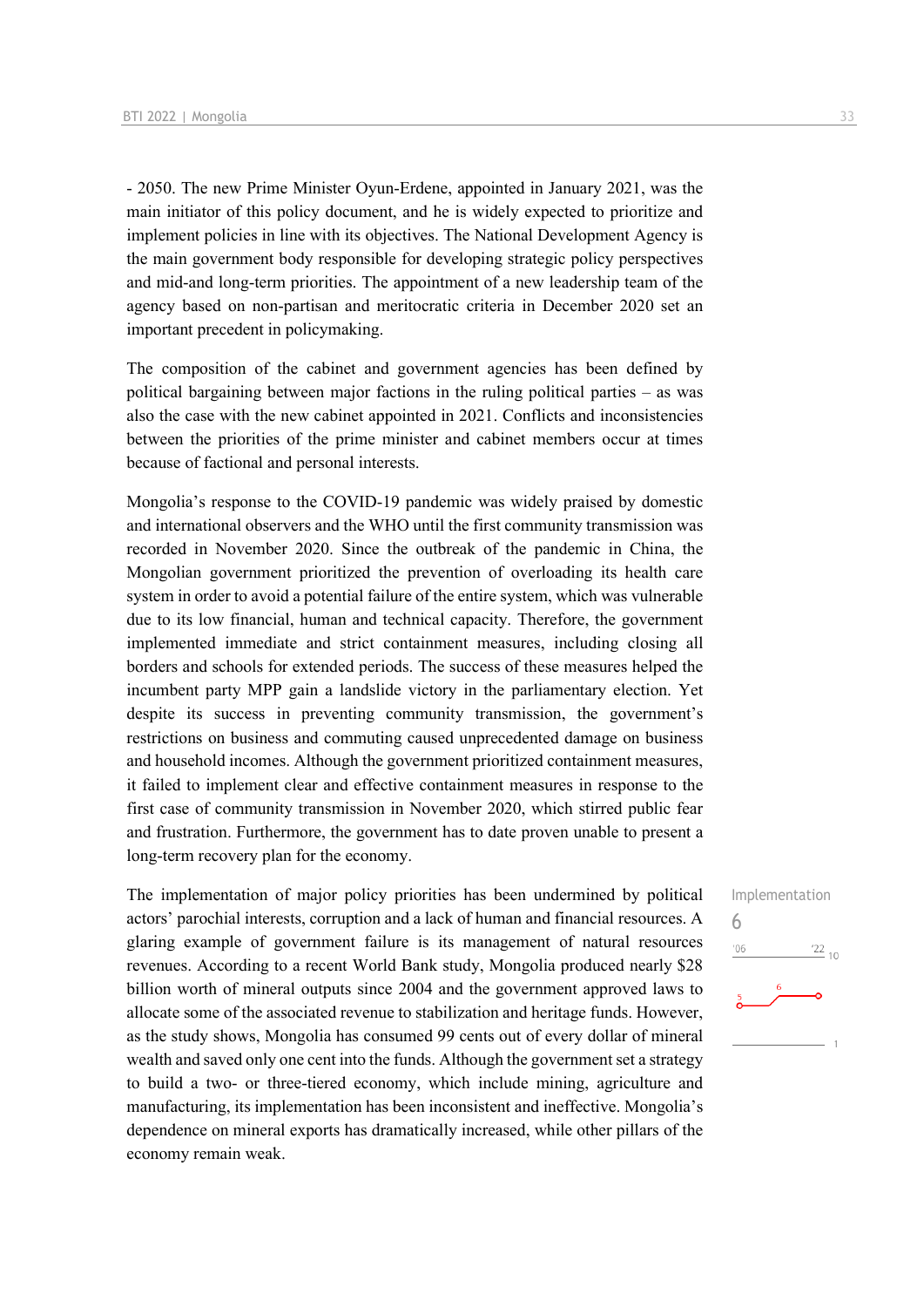- 2050. The new Prime Minister Oyun-Erdene, appointed in January 2021, was the main initiator of this policy document, and he is widely expected to prioritize and implement policies in line with its objectives. The National Development Agency is the main government body responsible for developing strategic policy perspectives and mid-and long-term priorities. The appointment of a new leadership team of the agency based on non-partisan and meritocratic criteria in December 2020 set an important precedent in policymaking.

The composition of the cabinet and government agencies has been defined by political bargaining between major factions in the ruling political parties – as was also the case with the new cabinet appointed in 2021. Conflicts and inconsistencies between the priorities of the prime minister and cabinet members occur at times because of factional and personal interests.

Mongolia's response to the COVID-19 pandemic was widely praised by domestic and international observers and the WHO until the first community transmission was recorded in November 2020. Since the outbreak of the pandemic in China, the Mongolian government prioritized the prevention of overloading its health care system in order to avoid a potential failure of the entire system, which was vulnerable due to its low financial, human and technical capacity. Therefore, the government implemented immediate and strict containment measures, including closing all borders and schools for extended periods. The success of these measures helped the incumbent party MPP gain a landslide victory in the parliamentary election. Yet despite its success in preventing community transmission, the government's restrictions on business and commuting caused unprecedented damage on business and household incomes. Although the government prioritized containment measures, it failed to implement clear and effective containment measures in response to the first case of community transmission in November 2020, which stirred public fear and frustration. Furthermore, the government has to date proven unable to present a long-term recovery plan for the economy.

Implementation
6

The implementation of major policy priorities has been undermined by political actors' parochial interests, corruption and a lack of human and financial resources. A glaring example of government failure is its management of natural resources revenues. According to a recent World Bank study, Mongolia produced nearly $28 billion worth of mineral outputs since 2004 and the government approved laws to allocate some of the associated revenue to stabilization and heritage funds. However, as the study shows, Mongolia has consumed 99 cents out of every dollar of mineral wealth and saved only one cent into the funds. Although the government set a strategy to build a two- or three-tiered economy, which include mining, agriculture and manufacturing, its implementation has been inconsistent and ineffective. Mongolia's dependence on mineral exports has dramatically increased, while other pillars of the economy remain weak.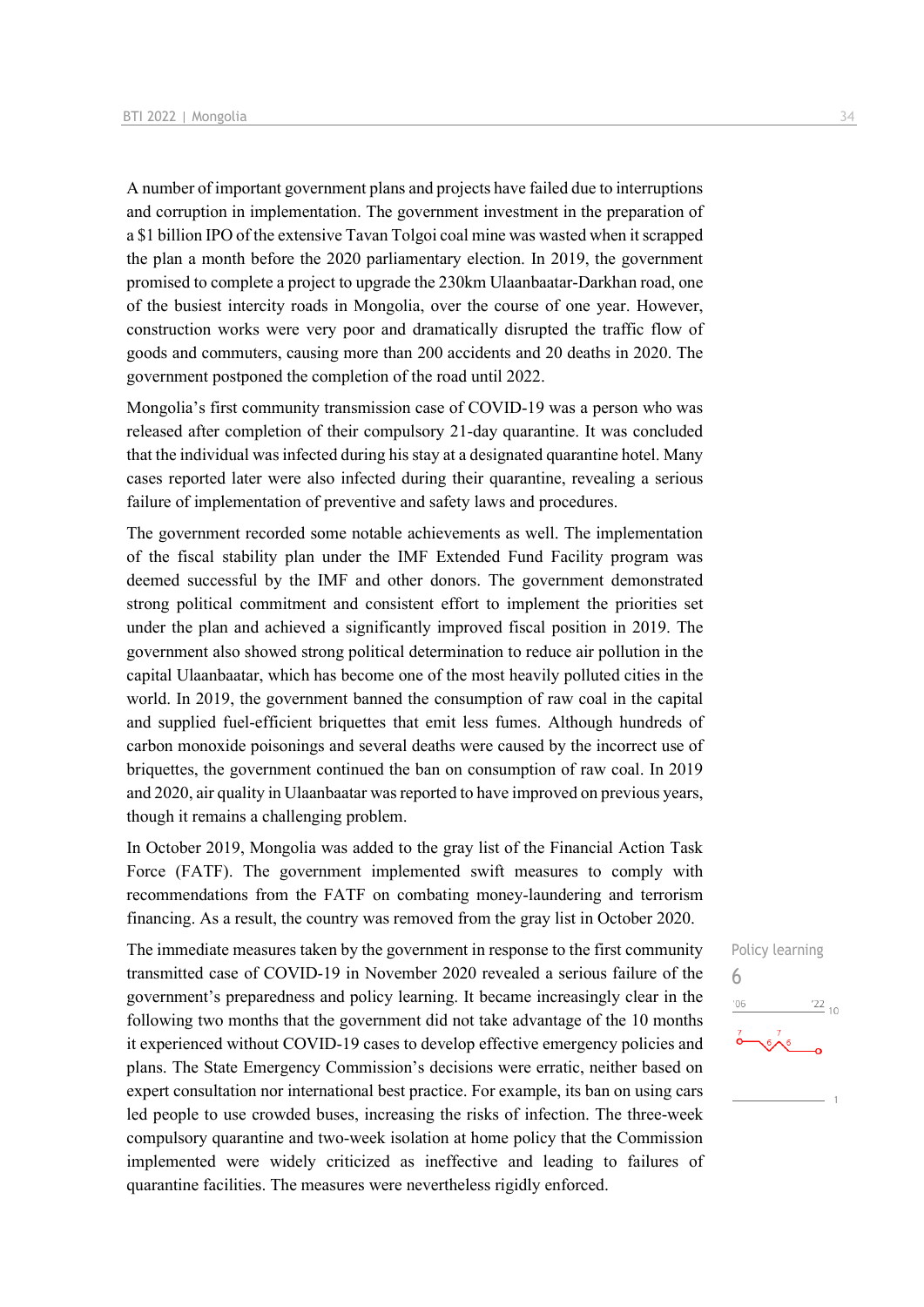A number of important government plans and projects have failed due to interruptions and corruption in implementation. The government investment in the preparation of a $1 billion IPO of the extensive Tavan Tolgoi coal mine was wasted when it scrapped the plan a month before the 2020 parliamentary election. In 2019, the government promised to complete a project to upgrade the 230km Ulaanbaatar-Darkhan road, one of the busiest intercity roads in Mongolia, over the course of one year. However, construction works were very poor and dramatically disrupted the traffic flow of goods and commuters, causing more than 200 accidents and 20 deaths in 2020. The government postponed the completion of the road until 2022.

Mongolia's first community transmission case of COVID-19 was a person who was released after completion of their compulsory 21-day quarantine. It was concluded that the individual was infected during his stay at a designated quarantine hotel. Many cases reported later were also infected during their quarantine, revealing a serious failure of implementation of preventive and safety laws and procedures.

The government recorded some notable achievements as well. The implementation of the fiscal stability plan under the IMF Extended Fund Facility program was deemed successful by the IMF and other donors. The government demonstrated strong political commitment and consistent effort to implement the priorities set under the plan and achieved a significantly improved fiscal position in 2019. The government also showed strong political determination to reduce air pollution in the capital Ulaanbaatar, which has become one of the most heavily polluted cities in the world. In 2019, the government banned the consumption of raw coal in the capital and supplied fuel-efficient briquettes that emit less fumes. Although hundreds of carbon monoxide poisonings and several deaths were caused by the incorrect use of briquettes, the government continued the ban on consumption of raw coal. In 2019 and 2020, air quality in Ulaanbaatar was reported to have improved on previous years, though it remains a challenging problem.

In October 2019, Mongolia was added to the gray list of the Financial Action Task Force (FATF). The government implemented swift measures to comply with recommendations from the FATF on combating money-laundering and terrorism financing. As a result, the country was removed from the gray list in October 2020.

Policy learning
6

The immediate measures taken by the government in response to the first community transmitted case of COVID-19 in November 2020 revealed a serious failure of the government's preparedness and policy learning. It became increasingly clear in the following two months that the government did not take advantage of the 10 months it experienced without COVID-19 cases to develop effective emergency policies and plans. The State Emergency Commission's decisions were erratic, neither based on expert consultation nor international best practice. For example, its ban on using cars led people to use crowded buses, increasing the risks of infection. The three-week compulsory quarantine and two-week isolation at home policy that the Commission implemented were widely criticized as ineffective and leading to failures of quarantine facilities. The measures were nevertheless rigidly enforced.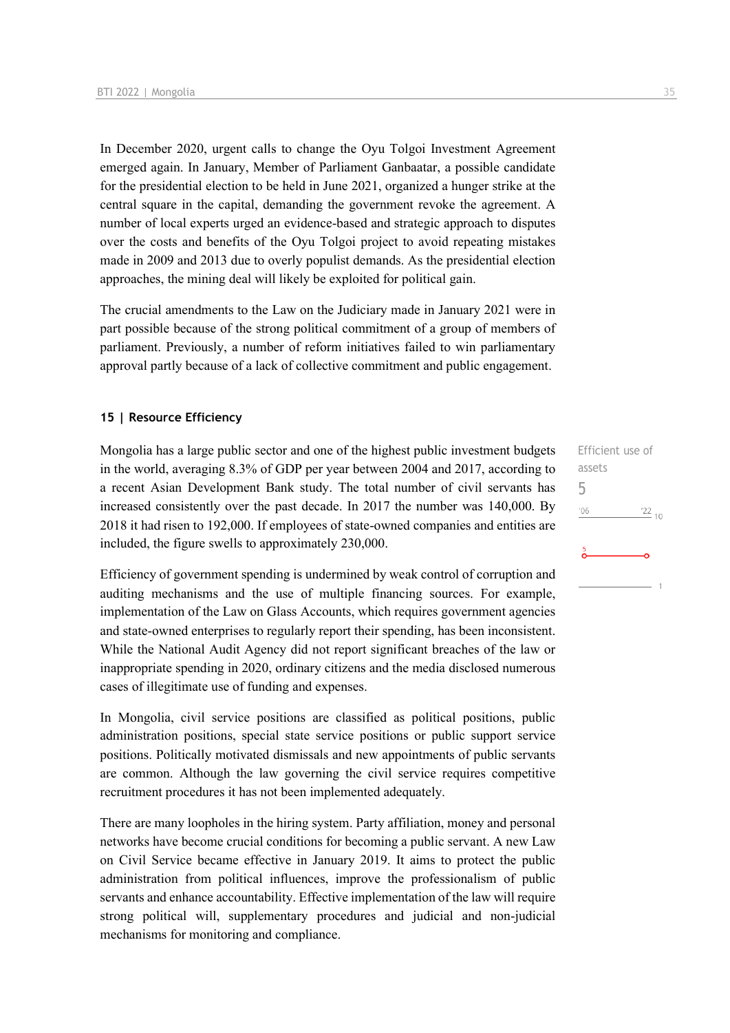In December 2020, urgent calls to change the Oyu Tolgoi Investment Agreement emerged again. In January, Member of Parliament Ganbaatar, a possible candidate for the presidential election to be held in June 2021, organized a hunger strike at the central square in the capital, demanding the government revoke the agreement. A number of local experts urged an evidence-based and strategic approach to disputes over the costs and benefits of the Oyu Tolgoi project to avoid repeating mistakes made in 2009 and 2013 due to overly populist demands. As the presidential election approaches, the mining deal will likely be exploited for political gain.

The crucial amendments to the Law on the Judiciary made in January 2021 were in part possible because of the strong political commitment of a group of members of parliament. Previously, a number of reform initiatives failed to win parliamentary approval partly because of a lack of collective commitment and public engagement.

### 15 | Resource Efficiency

Efficient use of assets
5

Mongolia has a large public sector and one of the highest public investment budgets in the world, averaging 8.3% of GDP per year between 2004 and 2017, according to a recent Asian Development Bank study. The total number of civil servants has increased consistently over the past decade. In 2017 the number was 140,000. By 2018 it had risen to 192,000. If employees of state-owned companies and entities are included, the figure swells to approximately 230,000.

Efficiency of government spending is undermined by weak control of corruption and auditing mechanisms and the use of multiple financing sources. For example, implementation of the Law on Glass Accounts, which requires government agencies and state-owned enterprises to regularly report their spending, has been inconsistent. While the National Audit Agency did not report significant breaches of the law or inappropriate spending in 2020, ordinary citizens and the media disclosed numerous cases of illegitimate use of funding and expenses.

In Mongolia, civil service positions are classified as political positions, public administration positions, special state service positions or public support service positions. Politically motivated dismissals and new appointments of public servants are common. Although the law governing the civil service requires competitive recruitment procedures it has not been implemented adequately.

There are many loopholes in the hiring system. Party affiliation, money and personal networks have become crucial conditions for becoming a public servant. A new Law on Civil Service became effective in January 2019. It aims to protect the public administration from political influences, improve the professionalism of public servants and enhance accountability. Effective implementation of the law will require strong political will, supplementary procedures and judicial and non-judicial mechanisms for monitoring and compliance.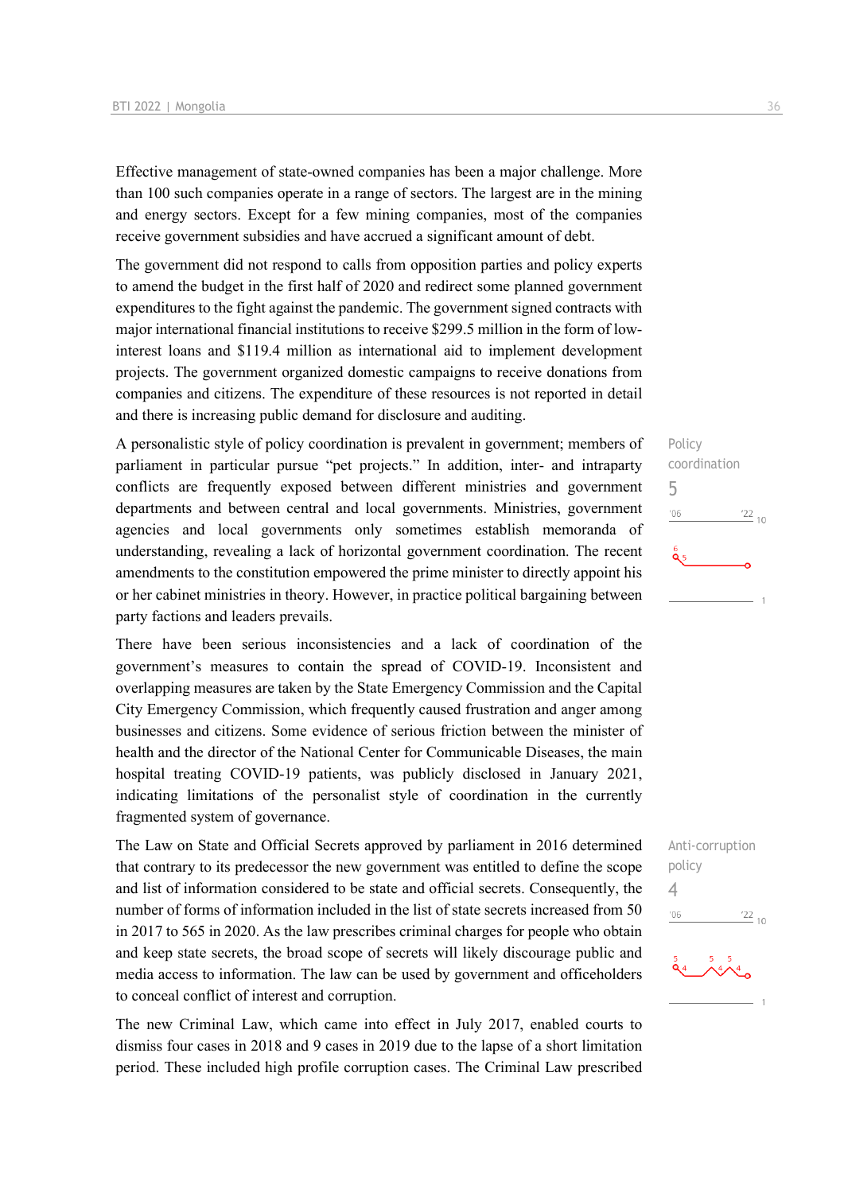Effective management of state-owned companies has been a major challenge. More than 100 such companies operate in a range of sectors. The largest are in the mining and energy sectors. Except for a few mining companies, most of the companies receive government subsidies and have accrued a significant amount of debt.

The government did not respond to calls from opposition parties and policy experts to amend the budget in the first half of 2020 and redirect some planned government expenditures to the fight against the pandemic. The government signed contracts with major international financial institutions to receive $299.5 million in the form of low-interest loans and $119.4 million as international aid to implement development projects. The government organized domestic campaigns to receive donations from companies and citizens. The expenditure of these resources is not reported in detail and there is increasing public demand for disclosure and auditing.

Policy coordination
5

A personalistic style of policy coordination is prevalent in government; members of parliament in particular pursue "pet projects." In addition, inter- and intraparty conflicts are frequently exposed between different ministries and government departments and between central and local governments. Ministries, government agencies and local governments only sometimes establish memoranda of understanding, revealing a lack of horizontal government coordination. The recent amendments to the constitution empowered the prime minister to directly appoint his or her cabinet ministries in theory. However, in practice political bargaining between party factions and leaders prevails.

There have been serious inconsistencies and a lack of coordination of the government's measures to contain the spread of COVID-19. Inconsistent and overlapping measures are taken by the State Emergency Commission and the Capital City Emergency Commission, which frequently caused frustration and anger among businesses and citizens. Some evidence of serious friction between the minister of health and the director of the National Center for Communicable Diseases, the main hospital treating COVID-19 patients, was publicly disclosed in January 2021, indicating limitations of the personalist style of coordination in the currently fragmented system of governance.

Anti-corruption policy
4

The Law on State and Official Secrets approved by parliament in 2016 determined that contrary to its predecessor the new government was entitled to define the scope and list of information considered to be state and official secrets. Consequently, the number of forms of information included in the list of state secrets increased from 50 in 2017 to 565 in 2020. As the law prescribes criminal charges for people who obtain and keep state secrets, the broad scope of secrets will likely discourage public and media access to information. The law can be used by government and officeholders to conceal conflict of interest and corruption.

The new Criminal Law, which came into effect in July 2017, enabled courts to dismiss four cases in 2018 and 9 cases in 2019 due to the lapse of a short limitation period. These included high profile corruption cases. The Criminal Law prescribed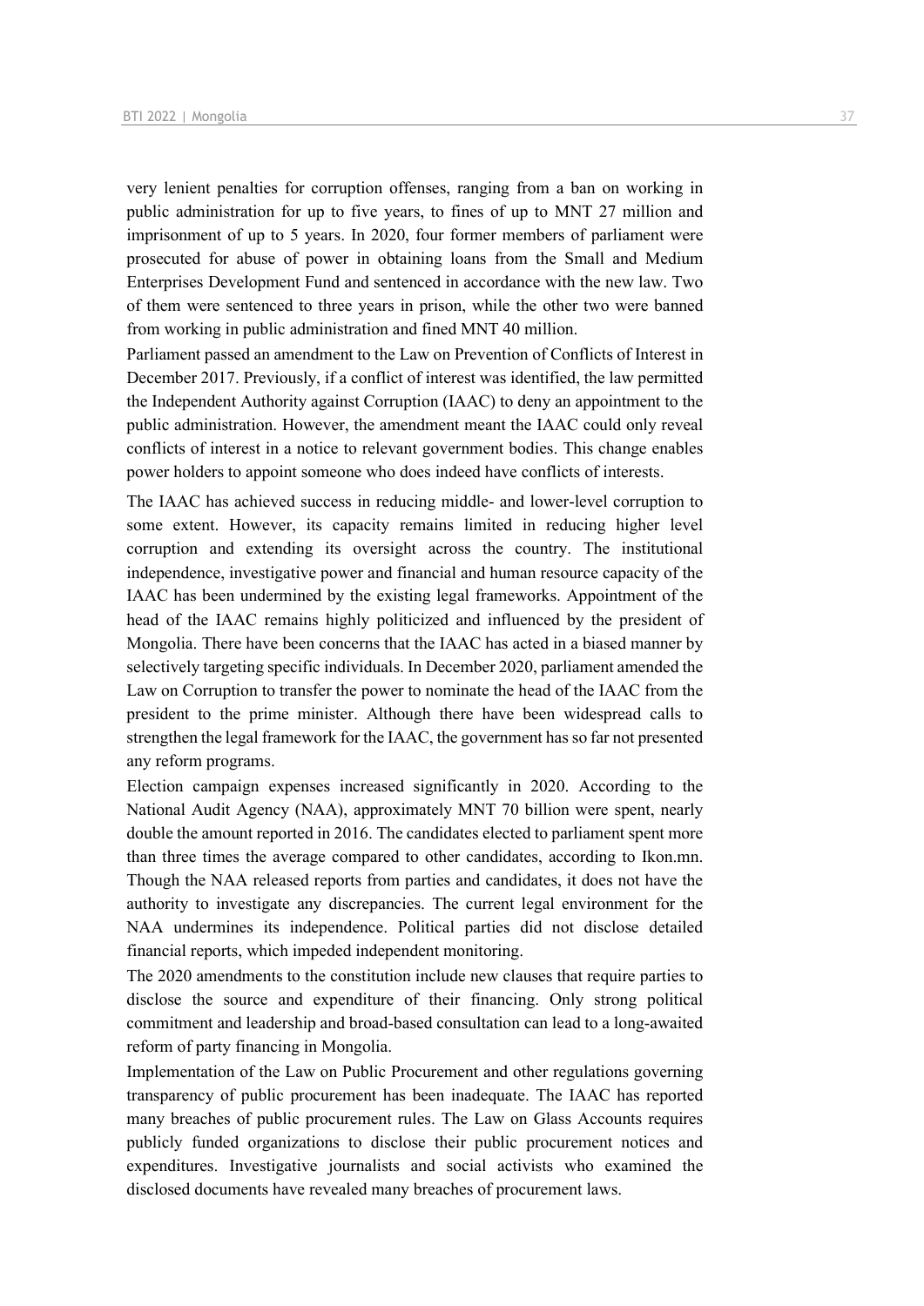very lenient penalties for corruption offenses, ranging from a ban on working in public administration for up to five years, to fines of up to MNT 27 million and imprisonment of up to 5 years. In 2020, four former members of parliament were prosecuted for abuse of power in obtaining loans from the Small and Medium Enterprises Development Fund and sentenced in accordance with the new law. Two of them were sentenced to three years in prison, while the other two were banned from working in public administration and fined MNT 40 million.

Parliament passed an amendment to the Law on Prevention of Conflicts of Interest in December 2017. Previously, if a conflict of interest was identified, the law permitted the Independent Authority against Corruption (IAAC) to deny an appointment to the public administration. However, the amendment meant the IAAC could only reveal conflicts of interest in a notice to relevant government bodies. This change enables power holders to appoint someone who does indeed have conflicts of interests.

The IAAC has achieved success in reducing middle- and lower-level corruption to some extent. However, its capacity remains limited in reducing higher level corruption and extending its oversight across the country. The institutional independence, investigative power and financial and human resource capacity of the IAAC has been undermined by the existing legal frameworks. Appointment of the head of the IAAC remains highly politicized and influenced by the president of Mongolia. There have been concerns that the IAAC has acted in a biased manner by selectively targeting specific individuals. In December 2020, parliament amended the Law on Corruption to transfer the power to nominate the head of the IAAC from the president to the prime minister. Although there have been widespread calls to strengthen the legal framework for the IAAC, the government has so far not presented any reform programs.

Election campaign expenses increased significantly in 2020. According to the National Audit Agency (NAA), approximately MNT 70 billion were spent, nearly double the amount reported in 2016. The candidates elected to parliament spent more than three times the average compared to other candidates, according to Ikon.mn. Though the NAA released reports from parties and candidates, it does not have the authority to investigate any discrepancies. The current legal environment for the NAA undermines its independence. Political parties did not disclose detailed financial reports, which impeded independent monitoring.

The 2020 amendments to the constitution include new clauses that require parties to disclose the source and expenditure of their financing. Only strong political commitment and leadership and broad-based consultation can lead to a long-awaited reform of party financing in Mongolia.

Implementation of the Law on Public Procurement and other regulations governing transparency of public procurement has been inadequate. The IAAC has reported many breaches of public procurement rules. The Law on Glass Accounts requires publicly funded organizations to disclose their public procurement notices and expenditures. Investigative journalists and social activists who examined the disclosed documents have revealed many breaches of procurement laws.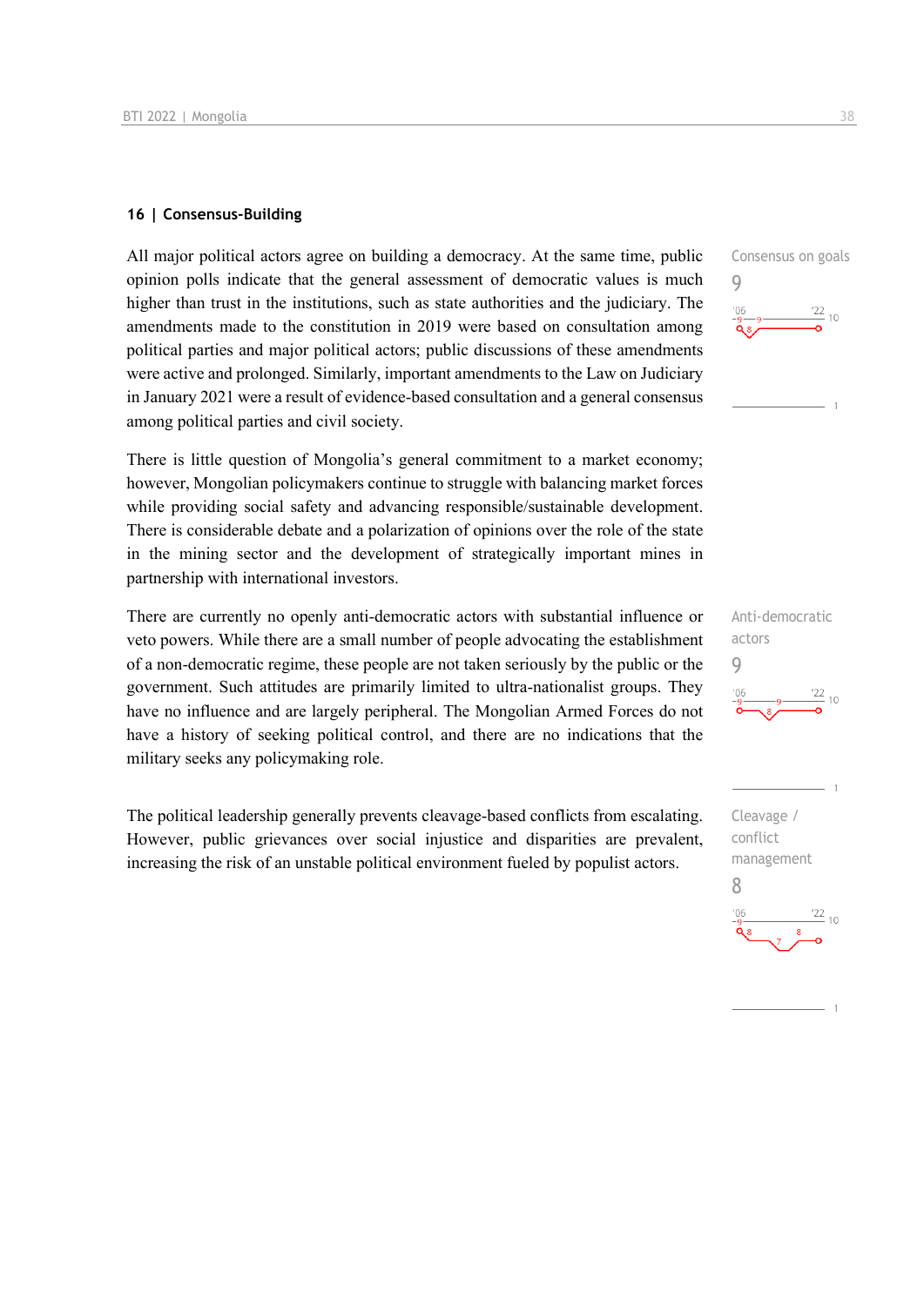## 16 | Consensus-Building

Consensus on goals

9

All major political actors agree on building a democracy. At the same time, public opinion polls indicate that the general assessment of democratic values is much higher than trust in the institutions, such as state authorities and the judiciary. The amendments made to the constitution in 2019 were based on consultation among political parties and major political actors; public discussions of these amendments were active and prolonged. Similarly, important amendments to the Law on Judiciary in January 2021 were a result of evidence-based consultation and a general consensus among political parties and civil society.

There is little question of Mongolia's general commitment to a market economy; however, Mongolian policymakers continue to struggle with balancing market forces while providing social safety and advancing responsible/sustainable development. There is considerable debate and a polarization of opinions over the role of the state in the mining sector and the development of strategically important mines in partnership with international investors.

Anti-democratic actors

9

There are currently no openly anti-democratic actors with substantial influence or veto powers. While there are a small number of people advocating the establishment of a non-democratic regime, these people are not taken seriously by the public or the government. Such attitudes are primarily limited to ultra-nationalist groups. They have no influence and are largely peripheral. The Mongolian Armed Forces do not have a history of seeking political control, and there are no indications that the military seeks any policymaking role.

Cleavage / conflict management

8

The political leadership generally prevents cleavage-based conflicts from escalating. However, public grievances over social injustice and disparities are prevalent, increasing the risk of an unstable political environment fueled by populist actors.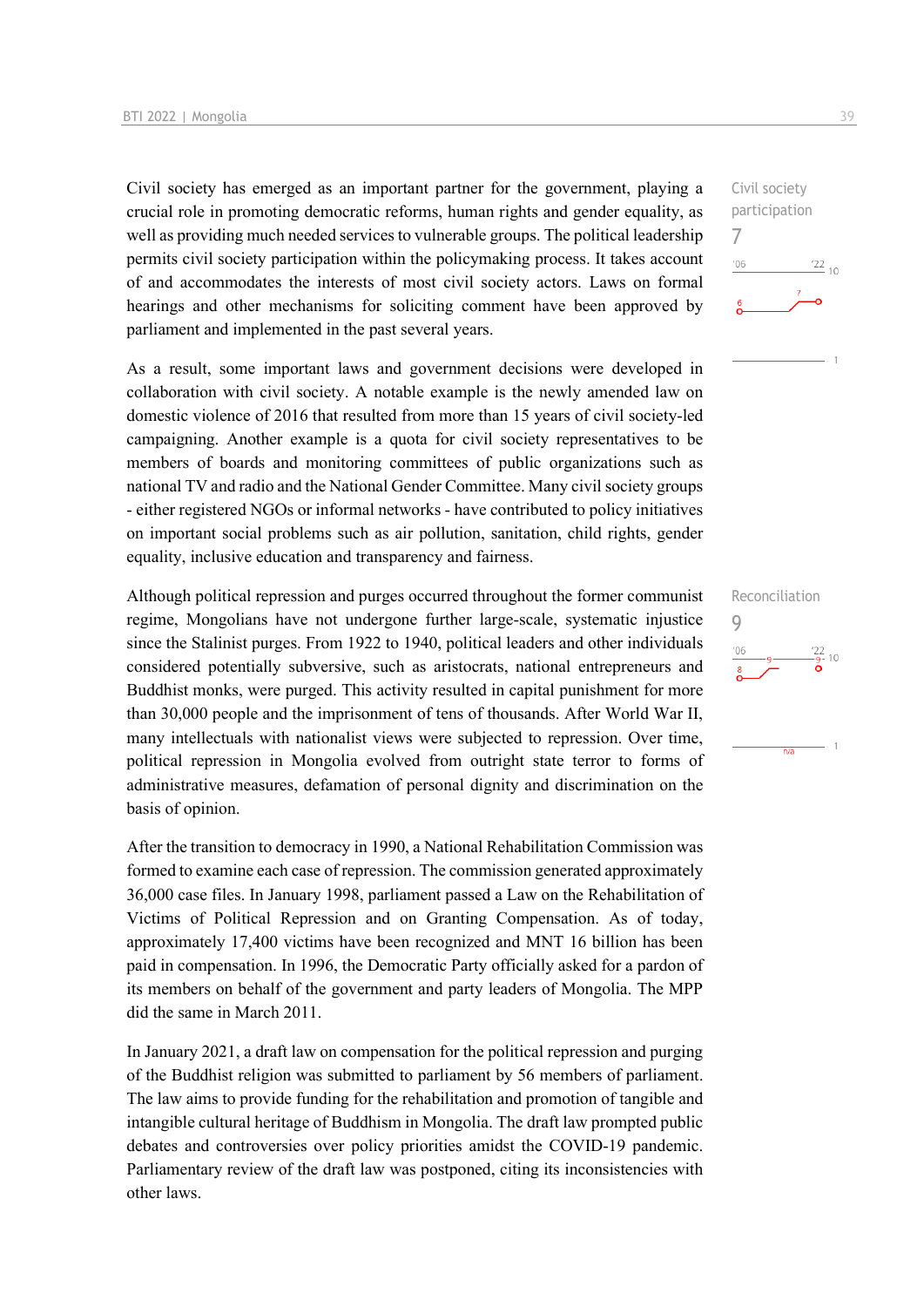Civil society has emerged as an important partner for the government, playing a crucial role in promoting democratic reforms, human rights and gender equality, as well as providing much needed services to vulnerable groups. The political leadership permits civil society participation within the policymaking process. It takes account of and accommodates the interests of most civil society actors. Laws on formal hearings and other mechanisms for soliciting comment have been approved by parliament and implemented in the past several years.

Civil society participation
7

As a result, some important laws and government decisions were developed in collaboration with civil society. A notable example is the newly amended law on domestic violence of 2016 that resulted from more than 15 years of civil society-led campaigning. Another example is a quota for civil society representatives to be members of boards and monitoring committees of public organizations such as national TV and radio and the National Gender Committee. Many civil society groups - either registered NGOs or informal networks - have contributed to policy initiatives on important social problems such as air pollution, sanitation, child rights, gender equality, inclusive education and transparency and fairness.

Although political repression and purges occurred throughout the former communist regime, Mongolians have not undergone further large-scale, systematic injustice since the Stalinist purges. From 1922 to 1940, political leaders and other individuals considered potentially subversive, such as aristocrats, national entrepreneurs and Buddhist monks, were purged. This activity resulted in capital punishment for more than 30,000 people and the imprisonment of tens of thousands. After World War II, many intellectuals with nationalist views were subjected to repression. Over time, political repression in Mongolia evolved from outright state terror to forms of administrative measures, defamation of personal dignity and discrimination on the basis of opinion.

Reconciliation
9

After the transition to democracy in 1990, a National Rehabilitation Commission was formed to examine each case of repression. The commission generated approximately 36,000 case files. In January 1998, parliament passed a Law on the Rehabilitation of Victims of Political Repression and on Granting Compensation. As of today, approximately 17,400 victims have been recognized and MNT 16 billion has been paid in compensation. In 1996, the Democratic Party officially asked for a pardon of its members on behalf of the government and party leaders of Mongolia. The MPP did the same in March 2011.

In January 2021, a draft law on compensation for the political repression and purging of the Buddhist religion was submitted to parliament by 56 members of parliament. The law aims to provide funding for the rehabilitation and promotion of tangible and intangible cultural heritage of Buddhism in Mongolia. The draft law prompted public debates and controversies over policy priorities amidst the COVID-19 pandemic. Parliamentary review of the draft law was postponed, citing its inconsistencies with other laws.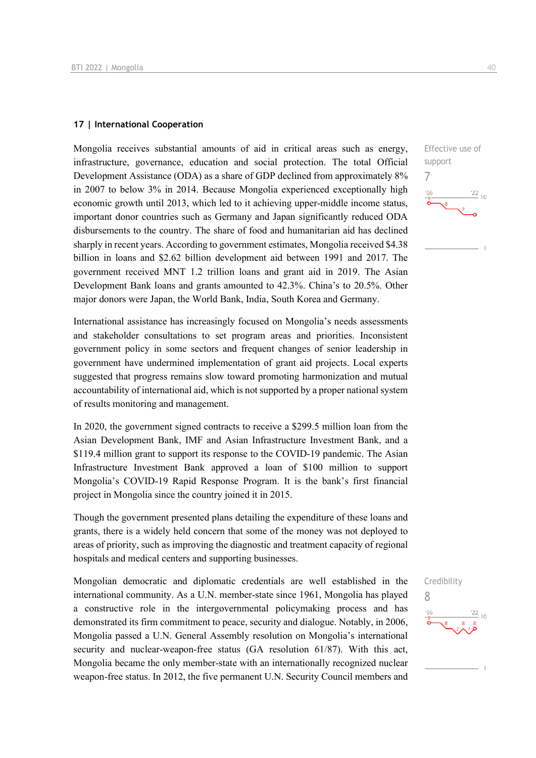### 17 | International Cooperation

Effective use of support

7

Mongolia receives substantial amounts of aid in critical areas such as energy, infrastructure, governance, education and social protection. The total Official Development Assistance (ODA) as a share of GDP declined from approximately 8% in 2007 to below 3% in 2014. Because Mongolia experienced exceptionally high economic growth until 2013, which led to it achieving upper-middle income status, important donor countries such as Germany and Japan significantly reduced ODA disbursements to the country. The share of food and humanitarian aid has declined sharply in recent years. According to government estimates, Mongolia received \$4.38 billion in loans and \$2.62 billion development aid between 1991 and 2017. The government received MNT 1.2 trillion loans and grant aid in 2019. The Asian Development Bank loans and grants amounted to 42.3%. China's to 20.5%. Other major donors were Japan, the World Bank, India, South Korea and Germany.

International assistance has increasingly focused on Mongolia's needs assessments and stakeholder consultations to set program areas and priorities. Inconsistent government policy in some sectors and frequent changes of senior leadership in government have undermined implementation of grant aid projects. Local experts suggested that progress remains slow toward promoting harmonization and mutual accountability of international aid, which is not supported by a proper national system of results monitoring and management.

In 2020, the government signed contracts to receive a \$299.5 million loan from the Asian Development Bank, IMF and Asian Infrastructure Investment Bank, and a \$119.4 million grant to support its response to the COVID-19 pandemic. The Asian Infrastructure Investment Bank approved a loan of \$100 million to support Mongolia's COVID-19 Rapid Response Program. It is the bank's first financial project in Mongolia since the country joined it in 2015.

Though the government presented plans detailing the expenditure of these loans and grants, there is a widely held concern that some of the money was not deployed to areas of priority, such as improving the diagnostic and treatment capacity of regional hospitals and medical centers and supporting businesses.

Credibility

8

Mongolian democratic and diplomatic credentials are well established in the international community. As a U.N. member-state since 1961, Mongolia has played a constructive role in the intergovernmental policymaking process and has demonstrated its firm commitment to peace, security and dialogue. Notably, in 2006, Mongolia passed a U.N. General Assembly resolution on Mongolia's international security and nuclear-weapon-free status (GA resolution 61/87). With this act, Mongolia became the only member-state with an internationally recognized nuclear weapon-free status. In 2012, the five permanent U.N. Security Council members and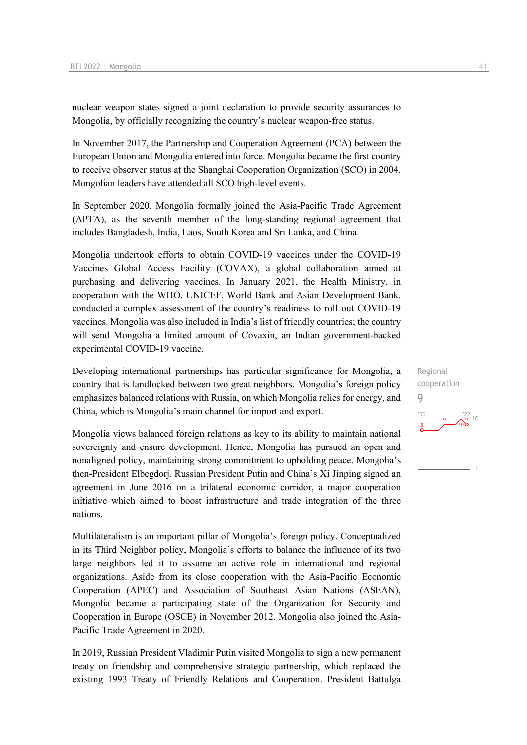nuclear weapon states signed a joint declaration to provide security assurances to Mongolia, by officially recognizing the country's nuclear weapon-free status.

In November 2017, the Partnership and Cooperation Agreement (PCA) between the European Union and Mongolia entered into force. Mongolia became the first country to receive observer status at the Shanghai Cooperation Organization (SCO) in 2004. Mongolian leaders have attended all SCO high-level events.

In September 2020, Mongolia formally joined the Asia-Pacific Trade Agreement (APTA), as the seventh member of the long-standing regional agreement that includes Bangladesh, India, Laos, South Korea and Sri Lanka, and China.

Mongolia undertook efforts to obtain COVID-19 vaccines under the COVID-19 Vaccines Global Access Facility (COVAX), a global collaboration aimed at purchasing and delivering vaccines. In January 2021, the Health Ministry, in cooperation with the WHO, UNICEF, World Bank and Asian Development Bank, conducted a complex assessment of the country's readiness to roll out COVID-19 vaccines. Mongolia was also included in India's list of friendly countries; the country will send Mongolia a limited amount of Covaxin, an Indian government-backed experimental COVID-19 vaccine.

Regional cooperation
9

Developing international partnerships has particular significance for Mongolia, a country that is landlocked between two great neighbors. Mongolia's foreign policy emphasizes balanced relations with Russia, on which Mongolia relies for energy, and China, which is Mongolia's main channel for import and export.

Mongolia views balanced foreign relations as key to its ability to maintain national sovereignty and ensure development. Hence, Mongolia has pursued an open and nonaligned policy, maintaining strong commitment to upholding peace. Mongolia's then-President Elbegdorj, Russian President Putin and China's Xi Jinping signed an agreement in June 2016 on a trilateral economic corridor, a major cooperation initiative which aimed to boost infrastructure and trade integration of the three nations.

Multilateralism is an important pillar of Mongolia's foreign policy. Conceptualized in its Third Neighbor policy, Mongolia's efforts to balance the influence of its two large neighbors led it to assume an active role in international and regional organizations. Aside from its close cooperation with the Asia-Pacific Economic Cooperation (APEC) and Association of Southeast Asian Nations (ASEAN), Mongolia became a participating state of the Organization for Security and Cooperation in Europe (OSCE) in November 2012. Mongolia also joined the Asia-Pacific Trade Agreement in 2020.

In 2019, Russian President Vladimir Putin visited Mongolia to sign a new permanent treaty on friendship and comprehensive strategic partnership, which replaced the existing 1993 Treaty of Friendly Relations and Cooperation. President Battulga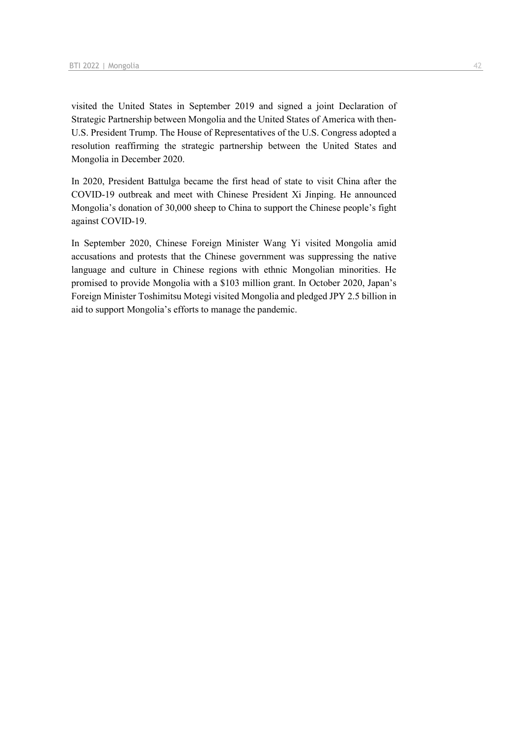visited the United States in September 2019 and signed a joint Declaration of Strategic Partnership between Mongolia and the United States of America with then-U.S. President Trump. The House of Representatives of the U.S. Congress adopted a resolution reaffirming the strategic partnership between the United States and Mongolia in December 2020.

In 2020, President Battulga became the first head of state to visit China after the COVID-19 outbreak and meet with Chinese President Xi Jinping. He announced Mongolia's donation of 30,000 sheep to China to support the Chinese people's fight against COVID-19.

In September 2020, Chinese Foreign Minister Wang Yi visited Mongolia amid accusations and protests that the Chinese government was suppressing the native language and culture in Chinese regions with ethnic Mongolian minorities. He promised to provide Mongolia with a $103 million grant. In October 2020, Japan's Foreign Minister Toshimitsu Motegi visited Mongolia and pledged JPY 2.5 billion in aid to support Mongolia's efforts to manage the pandemic.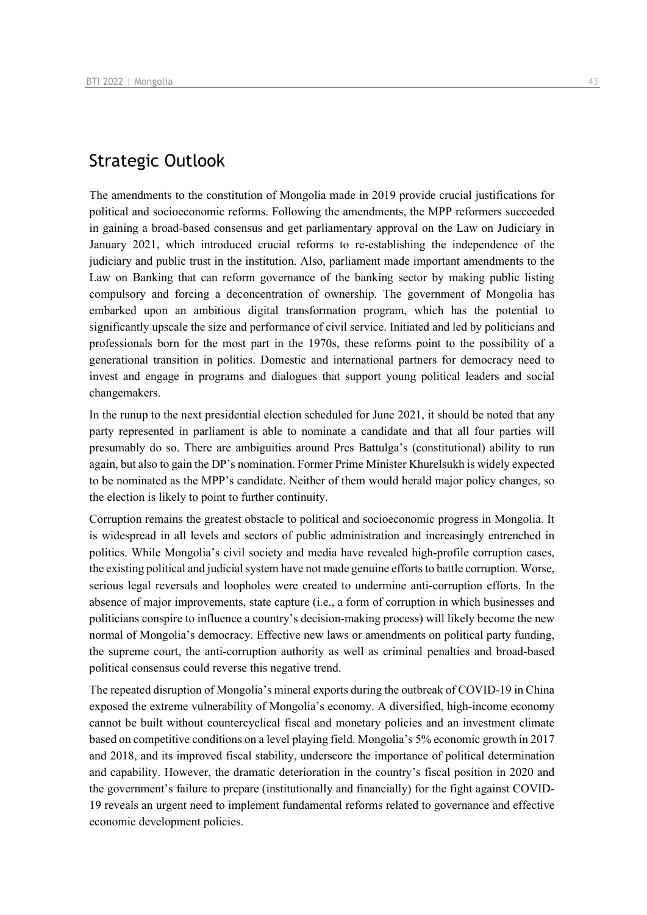## Strategic Outlook

The amendments to the constitution of Mongolia made in 2019 provide crucial justifications for political and socioeconomic reforms. Following the amendments, the MPP reformers succeeded in gaining a broad-based consensus and get parliamentary approval on the Law on Judiciary in January 2021, which introduced crucial reforms to re-establishing the independence of the judiciary and public trust in the institution. Also, parliament made important amendments to the Law on Banking that can reform governance of the banking sector by making public listing compulsory and forcing a deconcentration of ownership. The government of Mongolia has embarked upon an ambitious digital transformation program, which has the potential to significantly upscale the size and performance of civil service. Initiated and led by politicians and professionals born for the most part in the 1970s, these reforms point to the possibility of a generational transition in politics. Domestic and international partners for democracy need to invest and engage in programs and dialogues that support young political leaders and social changemakers.

In the runup to the next presidential election scheduled for June 2021, it should be noted that any party represented in parliament is able to nominate a candidate and that all four parties will presumably do so. There are ambiguities around Pres Battulga's (constitutional) ability to run again, but also to gain the DP's nomination. Former Prime Minister Khurelsukh is widely expected to be nominated as the MPP's candidate. Neither of them would herald major policy changes, so the election is likely to point to further continuity.

Corruption remains the greatest obstacle to political and socioeconomic progress in Mongolia. It is widespread in all levels and sectors of public administration and increasingly entrenched in politics. While Mongolia's civil society and media have revealed high-profile corruption cases, the existing political and judicial system have not made genuine efforts to battle corruption. Worse, serious legal reversals and loopholes were created to undermine anti-corruption efforts. In the absence of major improvements, state capture (i.e., a form of corruption in which businesses and politicians conspire to influence a country's decision-making process) will likely become the new normal of Mongolia's democracy. Effective new laws or amendments on political party funding, the supreme court, the anti-corruption authority as well as criminal penalties and broad-based political consensus could reverse this negative trend.

The repeated disruption of Mongolia's mineral exports during the outbreak of COVID-19 in China exposed the extreme vulnerability of Mongolia's economy. A diversified, high-income economy cannot be built without countercyclical fiscal and monetary policies and an investment climate based on competitive conditions on a level playing field. Mongolia's 5% economic growth in 2017 and 2018, and its improved fiscal stability, underscore the importance of political determination and capability. However, the dramatic deterioration in the country's fiscal position in 2020 and the government's failure to prepare (institutionally and financially) for the fight against COVID-19 reveals an urgent need to implement fundamental reforms related to governance and effective economic development policies.